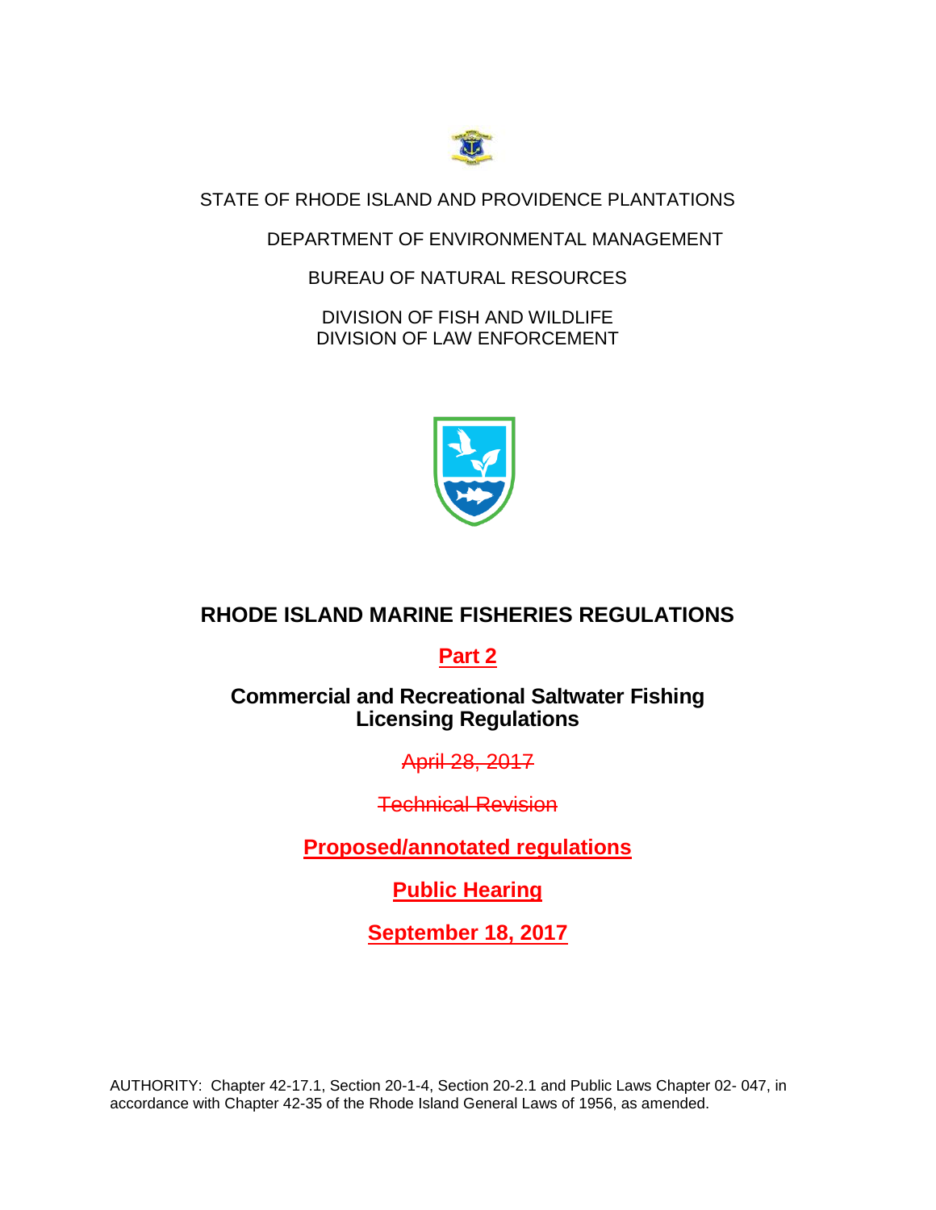STATE OF RHODE ISLAND AND PROVIDENCE PLANTATIONS

DEPARTMENT OF ENVIRONMENTAL MANAGEMENT

BUREAU OF NATURAL RESOURCES

DIVISION OF FISH AND WILDLIFE
DIVISION OF LAW ENFORCEMENT

# RHODE ISLAND MARINE FISHERIES REGULATIONS

## Part 2

## Commercial and Recreational Saltwater Fishing Licensing Regulations

~~April 28, 2017~~

~~Technical Revision~~

**Proposed/annotated regulations**

**Public Hearing**

**September 18, 2017**

AUTHORITY: Chapter 42-17.1, Section 20-1-4, Section 20-2.1 and Public Laws Chapter 02- 047, in accordance with Chapter 42-35 of the Rhode Island General Laws of 1956, as amended.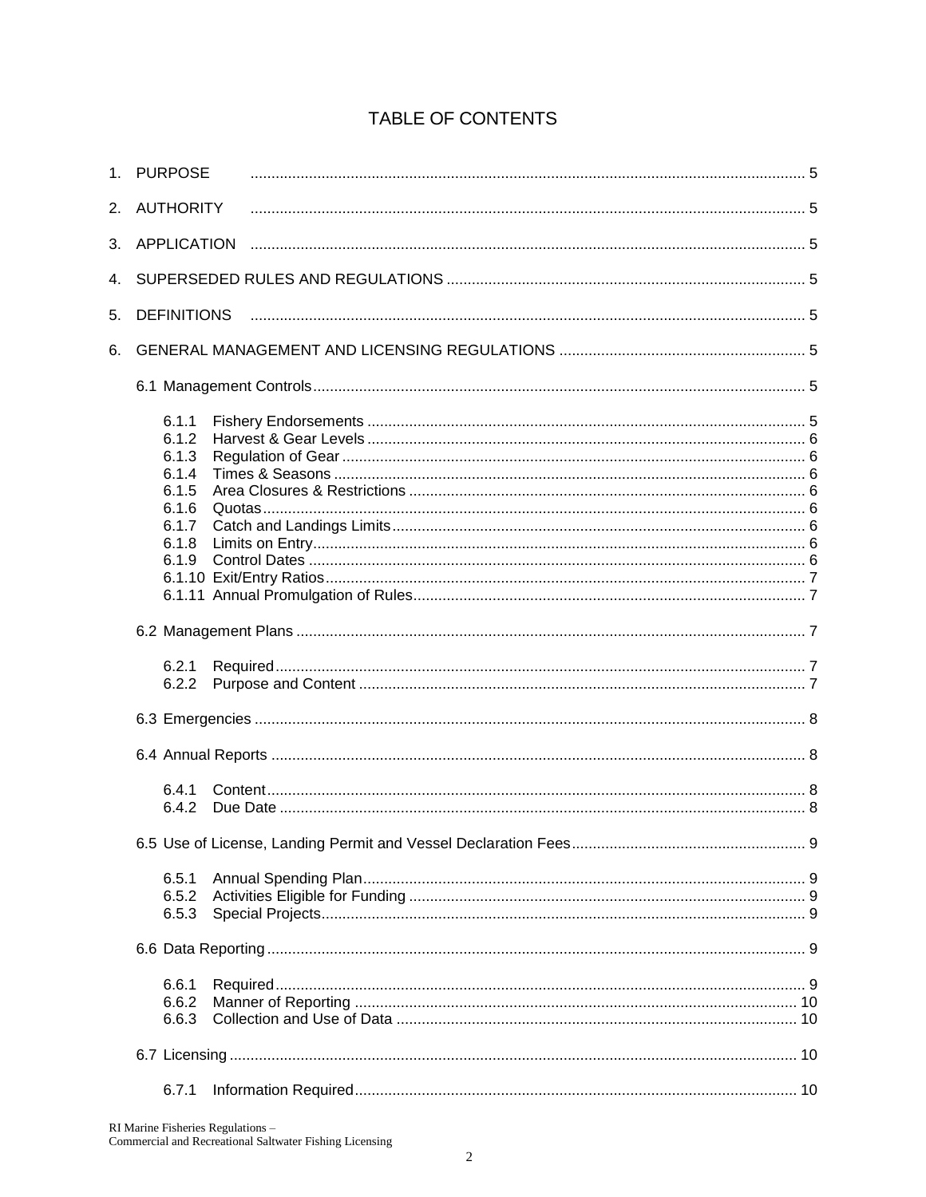# TABLE OF CONTENTS

1. PURPOSE .......... 5
2. AUTHORITY .......... 5
3. APPLICATION .......... 5
4. SUPERSEDED RULES AND REGULATIONS .......... 5
5. DEFINITIONS .......... 5
6. GENERAL MANAGEMENT AND LICENSING REGULATIONS .......... 5

   6.1 Management Controls .......... 5

      6.1.1 Fishery Endorsements .......... 5
      6.1.2 Harvest & Gear Levels .......... 6
      6.1.3 Regulation of Gear .......... 6
      6.1.4 Times & Seasons .......... 6
      6.1.5 Area Closures & Restrictions .......... 6
      6.1.6 Quotas .......... 6
      6.1.7 Catch and Landings Limits .......... 6
      6.1.8 Limits on Entry .......... 6
      6.1.9 Control Dates .......... 6
      6.1.10 Exit/Entry Ratios .......... 7
      6.1.11 Annual Promulgation of Rules .......... 7

   6.2 Management Plans .......... 7

      6.2.1 Required .......... 7
      6.2.2 Purpose and Content .......... 7

   6.3 Emergencies .......... 8

   6.4 Annual Reports .......... 8

      6.4.1 Content .......... 8
      6.4.2 Due Date .......... 8

   6.5 Use of License, Landing Permit and Vessel Declaration Fees .......... 9

      6.5.1 Annual Spending Plan .......... 9
      6.5.2 Activities Eligible for Funding .......... 9
      6.5.3 Special Projects .......... 9

   6.6 Data Reporting .......... 9

      6.6.1 Required .......... 9
      6.6.2 Manner of Reporting .......... 10
      6.6.3 Collection and Use of Data .......... 10

   6.7 Licensing .......... 10

      6.7.1 Information Required .......... 10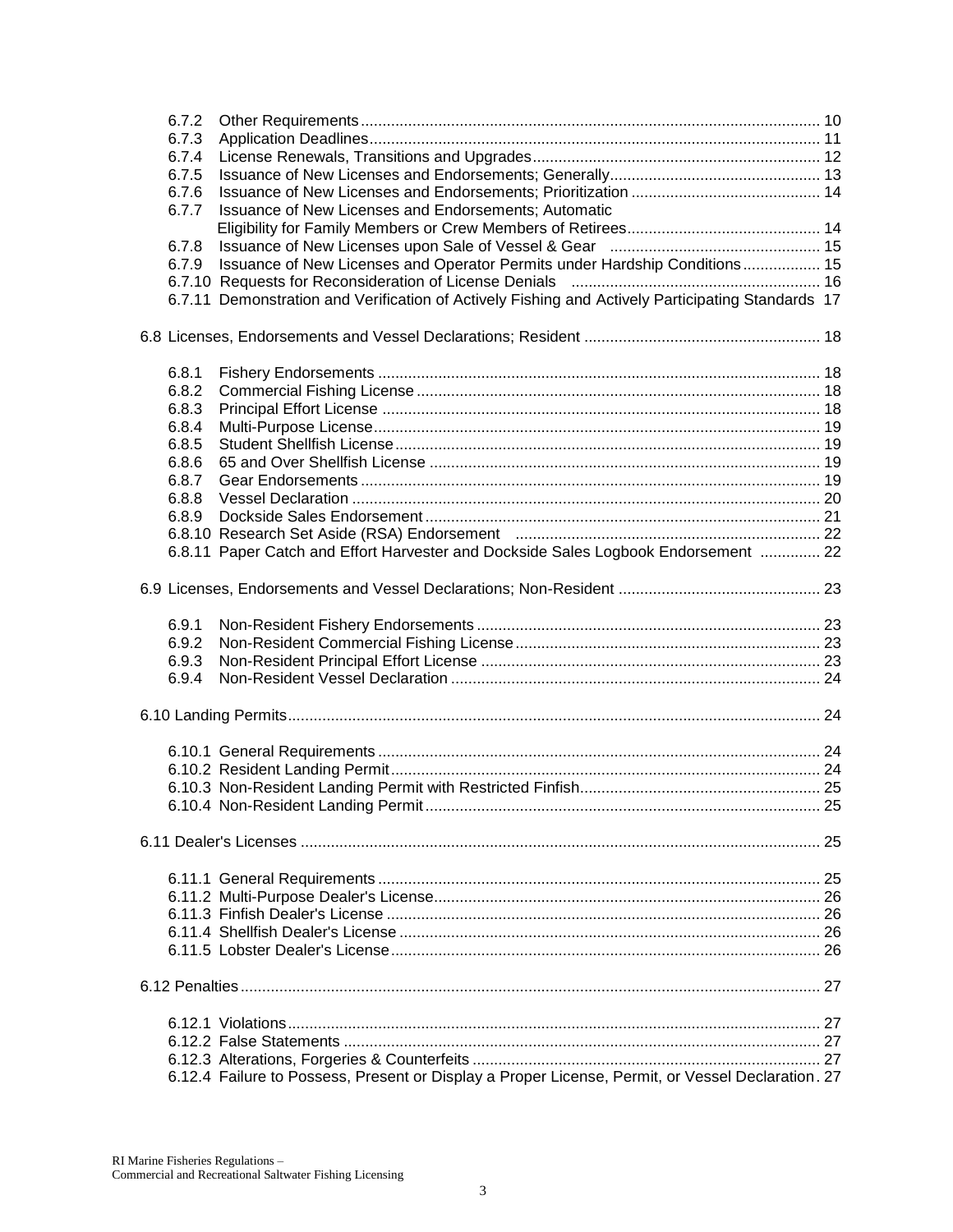6.7.2 Other Requirements ... 10
6.7.3 Application Deadlines ... 11
6.7.4 License Renewals, Transitions and Upgrades ... 12
6.7.5 Issuance of New Licenses and Endorsements; Generally ... 13
6.7.6 Issuance of New Licenses and Endorsements; Prioritization ... 14
6.7.7 Issuance of New Licenses and Endorsements; Automatic Eligibility for Family Members or Crew Members of Retirees ... 14
6.7.8 Issuance of New Licenses upon Sale of Vessel & Gear ... 15
6.7.9 Issuance of New Licenses and Operator Permits under Hardship Conditions ... 15
6.7.10 Requests for Reconsideration of License Denials ... 16
6.7.11 Demonstration and Verification of Actively Fishing and Actively Participating Standards 17

6.8 Licenses, Endorsements and Vessel Declarations; Resident ... 18

6.8.1 Fishery Endorsements ... 18
6.8.2 Commercial Fishing License ... 18
6.8.3 Principal Effort License ... 18
6.8.4 Multi-Purpose License ... 19
6.8.5 Student Shellfish License ... 19
6.8.6 65 and Over Shellfish License ... 19
6.8.7 Gear Endorsements ... 19
6.8.8 Vessel Declaration ... 20
6.8.9 Dockside Sales Endorsement ... 21
6.8.10 Research Set Aside (RSA) Endorsement ... 22
6.8.11 Paper Catch and Effort Harvester and Dockside Sales Logbook Endorsement ... 22

6.9 Licenses, Endorsements and Vessel Declarations; Non-Resident ... 23

6.9.1 Non-Resident Fishery Endorsements ... 23
6.9.2 Non-Resident Commercial Fishing License ... 23
6.9.3 Non-Resident Principal Effort License ... 23
6.9.4 Non-Resident Vessel Declaration ... 24

6.10 Landing Permits ... 24

6.10.1 General Requirements ... 24
6.10.2 Resident Landing Permit ... 24
6.10.3 Non-Resident Landing Permit with Restricted Finfish ... 25
6.10.4 Non-Resident Landing Permit ... 25

6.11 Dealer's Licenses ... 25

6.11.1 General Requirements ... 25
6.11.2 Multi-Purpose Dealer's License ... 26
6.11.3 Finfish Dealer's License ... 26
6.11.4 Shellfish Dealer's License ... 26
6.11.5 Lobster Dealer's License ... 26

6.12 Penalties ... 27

6.12.1 Violations ... 27
6.12.2 False Statements ... 27
6.12.3 Alterations, Forgeries & Counterfeits ... 27
6.12.4 Failure to Possess, Present or Display a Proper License, Permit, or Vessel Declaration. 27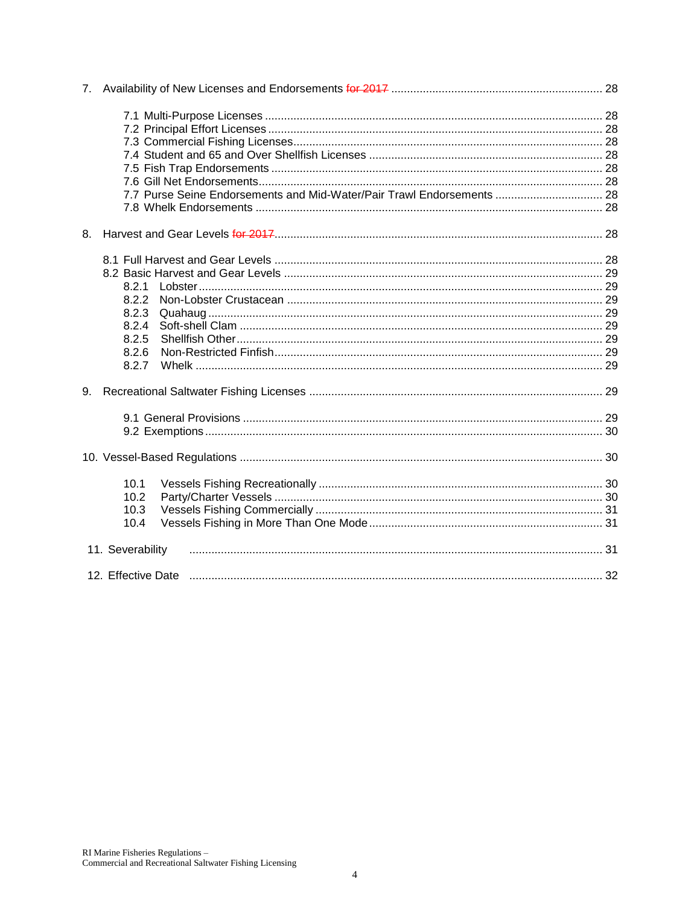7. Availability of New Licenses and Endorsements ~~for 2017~~ ........ 28

   7.1 Multi-Purpose Licenses ........ 28
   7.2 Principal Effort Licenses ........ 28
   7.3 Commercial Fishing Licenses ........ 28
   7.4 Student and 65 and Over Shellfish Licenses ........ 28
   7.5 Fish Trap Endorsements ........ 28
   7.6 Gill Net Endorsements ........ 28
   7.7 Purse Seine Endorsements and Mid-Water/Pair Trawl Endorsements ........ 28
   7.8 Whelk Endorsements ........ 28

8. Harvest and Gear Levels ~~for 2017~~ ........ 28

   8.1 Full Harvest and Gear Levels ........ 28
   8.2 Basic Harvest and Gear Levels ........ 29
      8.2.1 Lobster ........ 29
      8.2.2 Non-Lobster Crustacean ........ 29
      8.2.3 Quahaug ........ 29
      8.2.4 Soft-shell Clam ........ 29
      8.2.5 Shellfish Other ........ 29
      8.2.6 Non-Restricted Finfish ........ 29
      8.2.7 Whelk ........ 29

9. Recreational Saltwater Fishing Licenses ........ 29

   9.1 General Provisions ........ 29
   9.2 Exemptions ........ 30

10. Vessel-Based Regulations ........ 30

   10.1 Vessels Fishing Recreationally ........ 30
   10.2 Party/Charter Vessels ........ 30
   10.3 Vessels Fishing Commercially ........ 31
   10.4 Vessels Fishing in More Than One Mode ........ 31

11. Severability ........ 31

12. Effective Date ........ 32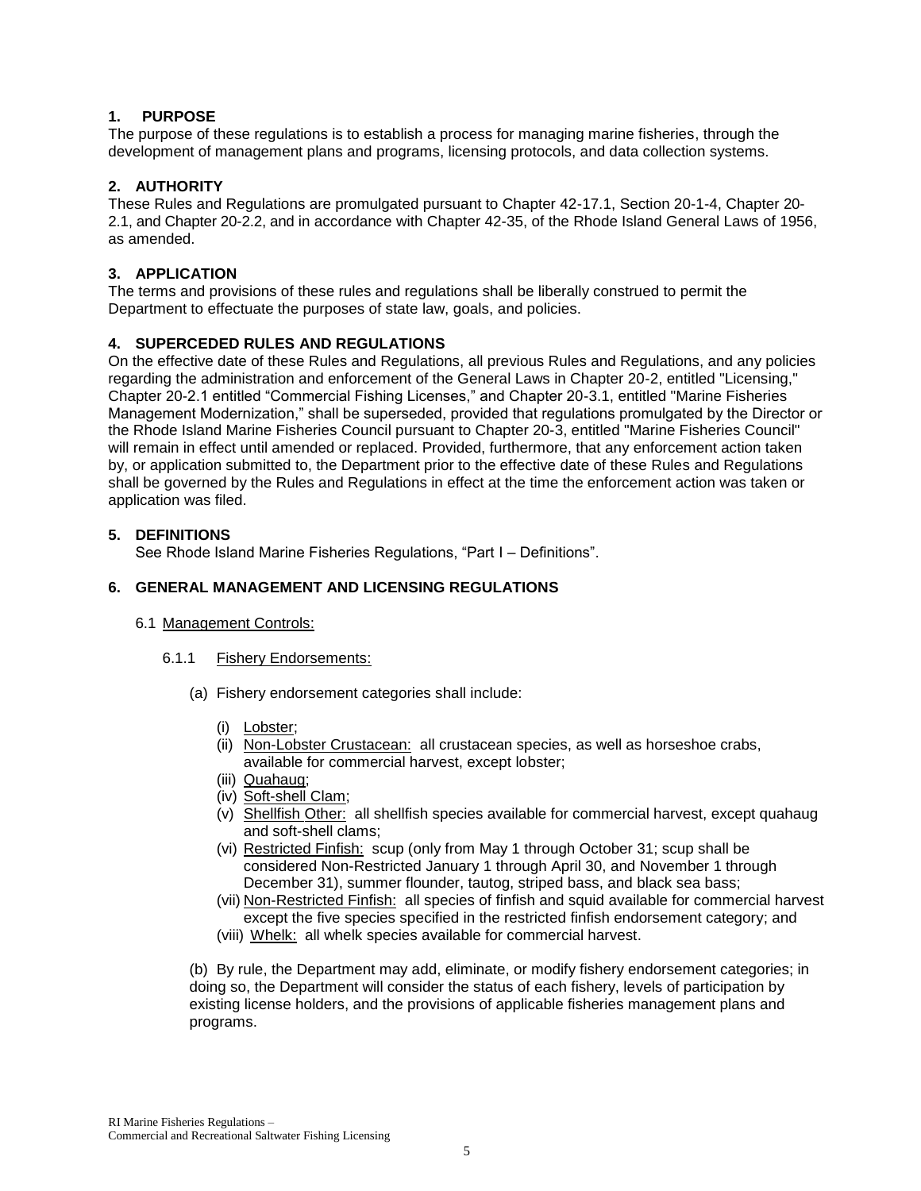## 1. PURPOSE

The purpose of these regulations is to establish a process for managing marine fisheries, through the development of management plans and programs, licensing protocols, and data collection systems.

## 2. AUTHORITY

These Rules and Regulations are promulgated pursuant to Chapter 42-17.1, Section 20-1-4, Chapter 20-2.1, and Chapter 20-2.2, and in accordance with Chapter 42-35, of the Rhode Island General Laws of 1956, as amended.

## 3. APPLICATION

The terms and provisions of these rules and regulations shall be liberally construed to permit the Department to effectuate the purposes of state law, goals, and policies.

## 4. SUPERCEDED RULES AND REGULATIONS

On the effective date of these Rules and Regulations, all previous Rules and Regulations, and any policies regarding the administration and enforcement of the General Laws in Chapter 20-2, entitled "Licensing," Chapter 20-2.1 entitled "Commercial Fishing Licenses," and Chapter 20-3.1, entitled "Marine Fisheries Management Modernization," shall be superseded, provided that regulations promulgated by the Director or the Rhode Island Marine Fisheries Council pursuant to Chapter 20-3, entitled "Marine Fisheries Council" will remain in effect until amended or replaced. Provided, furthermore, that any enforcement action taken by, or application submitted to, the Department prior to the effective date of these Rules and Regulations shall be governed by the Rules and Regulations in effect at the time the enforcement action was taken or application was filed.

## 5. DEFINITIONS

See Rhode Island Marine Fisheries Regulations, "Part I – Definitions".

## 6. GENERAL MANAGEMENT AND LICENSING REGULATIONS

6.1 Management Controls:

6.1.1 Fishery Endorsements:

(a) Fishery endorsement categories shall include:

- (i) Lobster;
- (ii) Non-Lobster Crustacean: all crustacean species, as well as horseshoe crabs, available for commercial harvest, except lobster;
- (iii) Quahaug;
- (iv) Soft-shell Clam;
- (v) Shellfish Other: all shellfish species available for commercial harvest, except quahaug and soft-shell clams;
- (vi) Restricted Finfish: scup (only from May 1 through October 31; scup shall be considered Non-Restricted January 1 through April 30, and November 1 through December 31), summer flounder, tautog, striped bass, and black sea bass;
- (vii) Non-Restricted Finfish: all species of finfish and squid available for commercial harvest except the five species specified in the restricted finfish endorsement category; and
- (viii) Whelk: all whelk species available for commercial harvest.

(b) By rule, the Department may add, eliminate, or modify fishery endorsement categories; in doing so, the Department will consider the status of each fishery, levels of participation by existing license holders, and the provisions of applicable fisheries management plans and programs.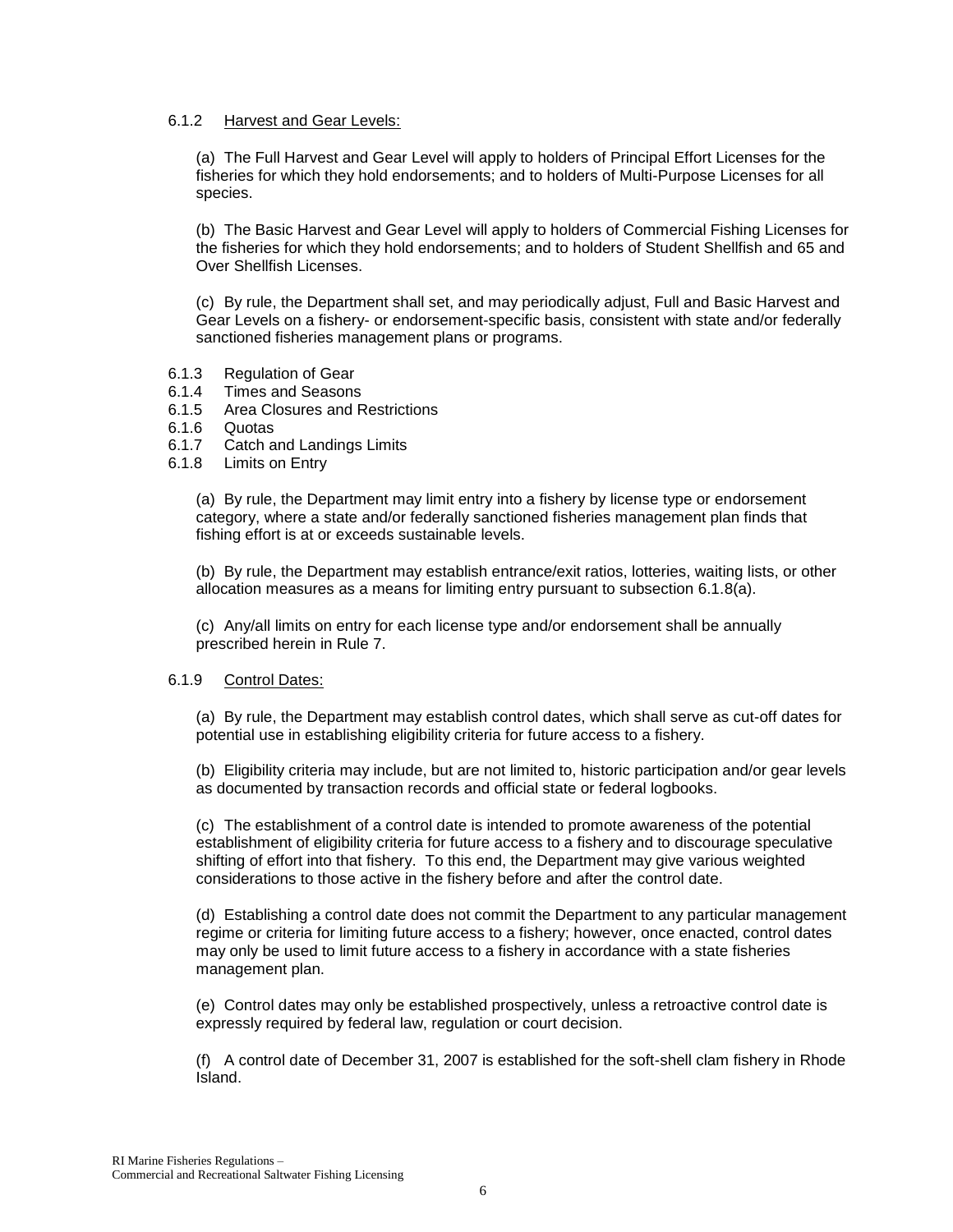6.1.2 <u>Harvest and Gear Levels:</u>

(a) The Full Harvest and Gear Level will apply to holders of Principal Effort Licenses for the fisheries for which they hold endorsements; and to holders of Multi-Purpose Licenses for all species.

(b) The Basic Harvest and Gear Level will apply to holders of Commercial Fishing Licenses for the fisheries for which they hold endorsements; and to holders of Student Shellfish and 65 and Over Shellfish Licenses.

(c) By rule, the Department shall set, and may periodically adjust, Full and Basic Harvest and Gear Levels on a fishery- or endorsement-specific basis, consistent with state and/or federally sanctioned fisheries management plans or programs.

6.1.3 Regulation of Gear
6.1.4 Times and Seasons
6.1.5 Area Closures and Restrictions
6.1.6 Quotas
6.1.7 Catch and Landings Limits
6.1.8 Limits on Entry

(a) By rule, the Department may limit entry into a fishery by license type or endorsement category, where a state and/or federally sanctioned fisheries management plan finds that fishing effort is at or exceeds sustainable levels.

(b) By rule, the Department may establish entrance/exit ratios, lotteries, waiting lists, or other allocation measures as a means for limiting entry pursuant to subsection 6.1.8(a).

(c) Any/all limits on entry for each license type and/or endorsement shall be annually prescribed herein in Rule 7.

6.1.9 <u>Control Dates:</u>

(a) By rule, the Department may establish control dates, which shall serve as cut-off dates for potential use in establishing eligibility criteria for future access to a fishery.

(b) Eligibility criteria may include, but are not limited to, historic participation and/or gear levels as documented by transaction records and official state or federal logbooks.

(c) The establishment of a control date is intended to promote awareness of the potential establishment of eligibility criteria for future access to a fishery and to discourage speculative shifting of effort into that fishery. To this end, the Department may give various weighted considerations to those active in the fishery before and after the control date.

(d) Establishing a control date does not commit the Department to any particular management regime or criteria for limiting future access to a fishery; however, once enacted, control dates may only be used to limit future access to a fishery in accordance with a state fisheries management plan.

(e) Control dates may only be established prospectively, unless a retroactive control date is expressly required by federal law, regulation or court decision.

(f) A control date of December 31, 2007 is established for the soft-shell clam fishery in Rhode Island.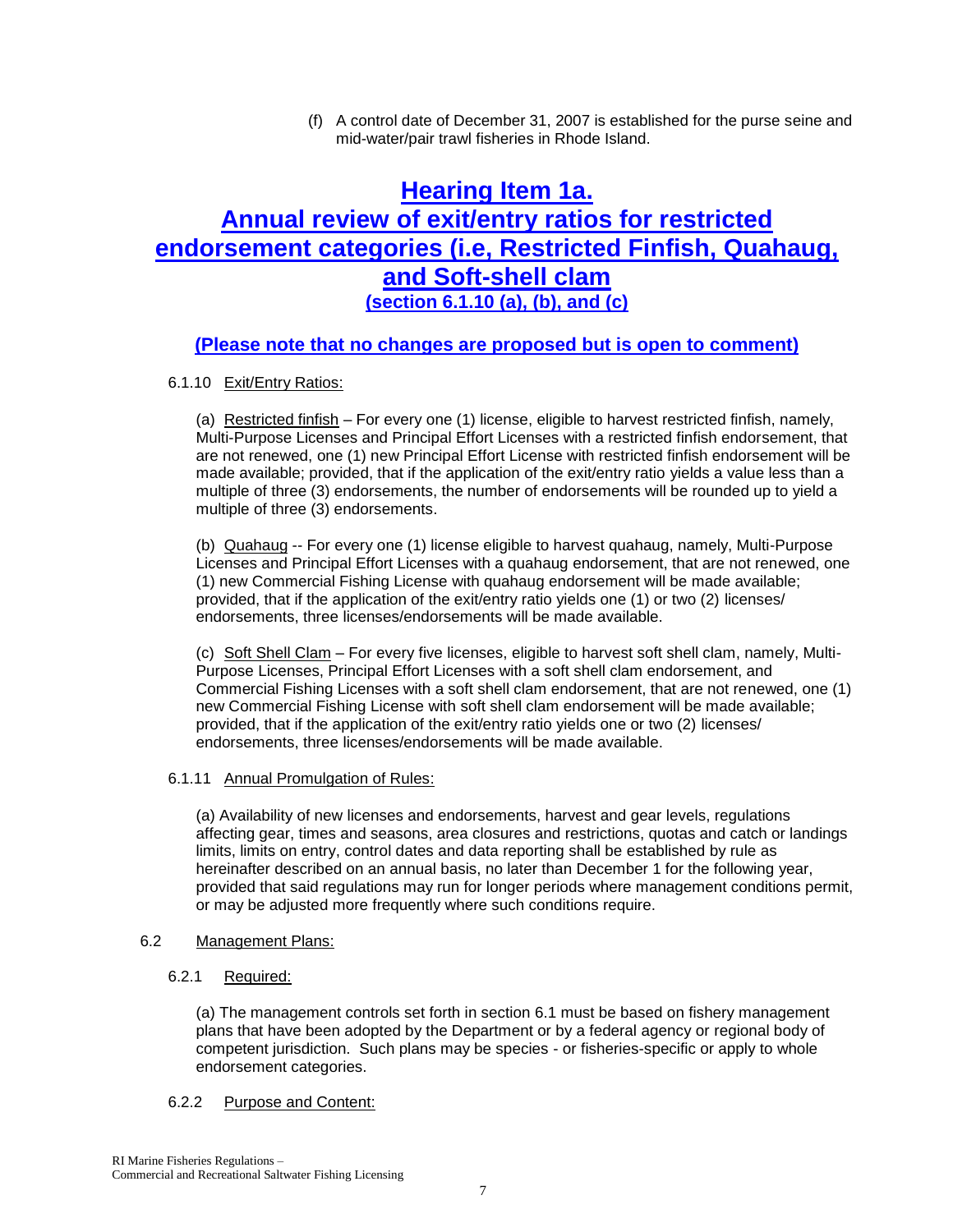(f) A control date of December 31, 2007 is established for the purse seine and mid-water/pair trawl fisheries in Rhode Island.

# Hearing Item 1a.
# Annual review of exit/entry ratios for restricted endorsement categories (i.e, Restricted Finfish, Quahaug, and Soft-shell clam
## (section 6.1.10 (a), (b), and (c)

### (Please note that no changes are proposed but is open to comment)

6.1.10 Exit/Entry Ratios:

(a) Restricted finfish – For every one (1) license, eligible to harvest restricted finfish, namely, Multi-Purpose Licenses and Principal Effort Licenses with a restricted finfish endorsement, that are not renewed, one (1) new Principal Effort License with restricted finfish endorsement will be made available; provided, that if the application of the exit/entry ratio yields a value less than a multiple of three (3) endorsements, the number of endorsements will be rounded up to yield a multiple of three (3) endorsements.

(b) Quahaug -- For every one (1) license eligible to harvest quahaug, namely, Multi-Purpose Licenses and Principal Effort Licenses with a quahaug endorsement, that are not renewed, one (1) new Commercial Fishing License with quahaug endorsement will be made available; provided, that if the application of the exit/entry ratio yields one (1) or two (2) licenses/ endorsements, three licenses/endorsements will be made available.

(c) Soft Shell Clam – For every five licenses, eligible to harvest soft shell clam, namely, Multi-Purpose Licenses, Principal Effort Licenses with a soft shell clam endorsement, and Commercial Fishing Licenses with a soft shell clam endorsement, that are not renewed, one (1) new Commercial Fishing License with soft shell clam endorsement will be made available; provided, that if the application of the exit/entry ratio yields one or two (2) licenses/ endorsements, three licenses/endorsements will be made available.

6.1.11 Annual Promulgation of Rules:

(a) Availability of new licenses and endorsements, harvest and gear levels, regulations affecting gear, times and seasons, area closures and restrictions, quotas and catch or landings limits, limits on entry, control dates and data reporting shall be established by rule as hereinafter described on an annual basis, no later than December 1 for the following year, provided that said regulations may run for longer periods where management conditions permit, or may be adjusted more frequently where such conditions require.

6.2 Management Plans:

6.2.1 Required:

(a) The management controls set forth in section 6.1 must be based on fishery management plans that have been adopted by the Department or by a federal agency or regional body of competent jurisdiction. Such plans may be species - or fisheries-specific or apply to whole endorsement categories.

6.2.2 Purpose and Content: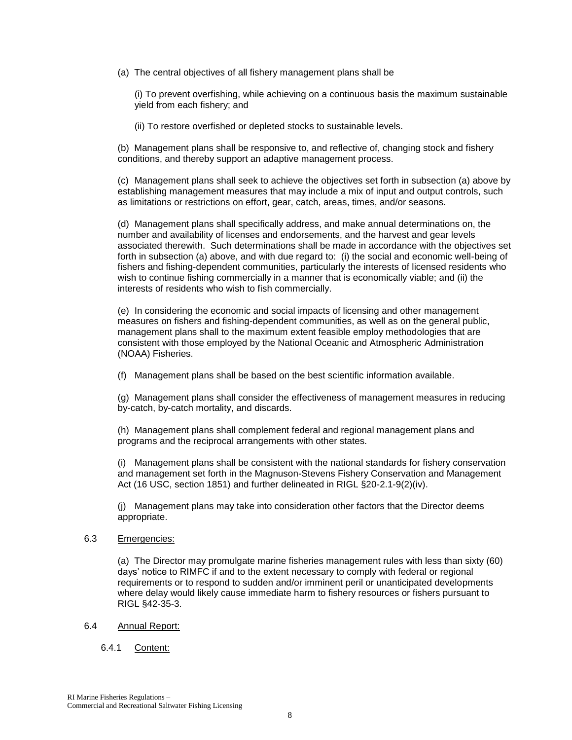(a) The central objectives of all fishery management plans shall be

(i) To prevent overfishing, while achieving on a continuous basis the maximum sustainable yield from each fishery; and

(ii) To restore overfished or depleted stocks to sustainable levels.

(b) Management plans shall be responsive to, and reflective of, changing stock and fishery conditions, and thereby support an adaptive management process.

(c) Management plans shall seek to achieve the objectives set forth in subsection (a) above by establishing management measures that may include a mix of input and output controls, such as limitations or restrictions on effort, gear, catch, areas, times, and/or seasons.

(d) Management plans shall specifically address, and make annual determinations on, the number and availability of licenses and endorsements, and the harvest and gear levels associated therewith. Such determinations shall be made in accordance with the objectives set forth in subsection (a) above, and with due regard to: (i) the social and economic well-being of fishers and fishing-dependent communities, particularly the interests of licensed residents who wish to continue fishing commercially in a manner that is economically viable; and (ii) the interests of residents who wish to fish commercially.

(e) In considering the economic and social impacts of licensing and other management measures on fishers and fishing-dependent communities, as well as on the general public, management plans shall to the maximum extent feasible employ methodologies that are consistent with those employed by the National Oceanic and Atmospheric Administration (NOAA) Fisheries.

(f) Management plans shall be based on the best scientific information available.

(g) Management plans shall consider the effectiveness of management measures in reducing by-catch, by-catch mortality, and discards.

(h) Management plans shall complement federal and regional management plans and programs and the reciprocal arrangements with other states.

(i) Management plans shall be consistent with the national standards for fishery conservation and management set forth in the Magnuson-Stevens Fishery Conservation and Management Act (16 USC, section 1851) and further delineated in RIGL §20-2.1-9(2)(iv).

(j) Management plans may take into consideration other factors that the Director deems appropriate.

6.3 Emergencies:

(a) The Director may promulgate marine fisheries management rules with less than sixty (60) days' notice to RIMFC if and to the extent necessary to comply with federal or regional requirements or to respond to sudden and/or imminent peril or unanticipated developments where delay would likely cause immediate harm to fishery resources or fishers pursuant to RIGL §42-35-3.

6.4 Annual Report:

6.4.1 Content: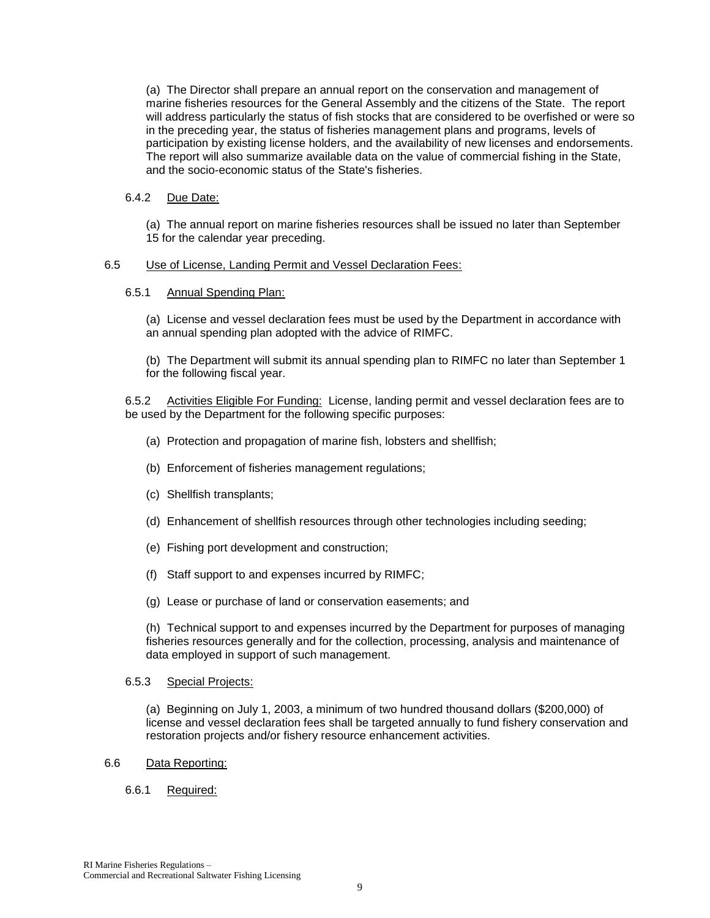(a) The Director shall prepare an annual report on the conservation and management of marine fisheries resources for the General Assembly and the citizens of the State. The report will address particularly the status of fish stocks that are considered to be overfished or were so in the preceding year, the status of fisheries management plans and programs, levels of participation by existing license holders, and the availability of new licenses and endorsements. The report will also summarize available data on the value of commercial fishing in the State, and the socio-economic status of the State's fisheries.

6.4.2 Due Date:

(a) The annual report on marine fisheries resources shall be issued no later than September 15 for the calendar year preceding.

6.5 Use of License, Landing Permit and Vessel Declaration Fees:

6.5.1 Annual Spending Plan:

(a) License and vessel declaration fees must be used by the Department in accordance with an annual spending plan adopted with the advice of RIMFC.

(b) The Department will submit its annual spending plan to RIMFC no later than September 1 for the following fiscal year.

6.5.2 Activities Eligible For Funding: License, landing permit and vessel declaration fees are to be used by the Department for the following specific purposes:

(a) Protection and propagation of marine fish, lobsters and shellfish;

(b) Enforcement of fisheries management regulations;

(c) Shellfish transplants;

(d) Enhancement of shellfish resources through other technologies including seeding;

(e) Fishing port development and construction;

(f) Staff support to and expenses incurred by RIMFC;

(g) Lease or purchase of land or conservation easements; and

(h) Technical support to and expenses incurred by the Department for purposes of managing fisheries resources generally and for the collection, processing, analysis and maintenance of data employed in support of such management.

6.5.3 Special Projects:

(a) Beginning on July 1, 2003, a minimum of two hundred thousand dollars ($200,000) of license and vessel declaration fees shall be targeted annually to fund fishery conservation and restoration projects and/or fishery resource enhancement activities.

6.6 Data Reporting:

6.6.1 Required: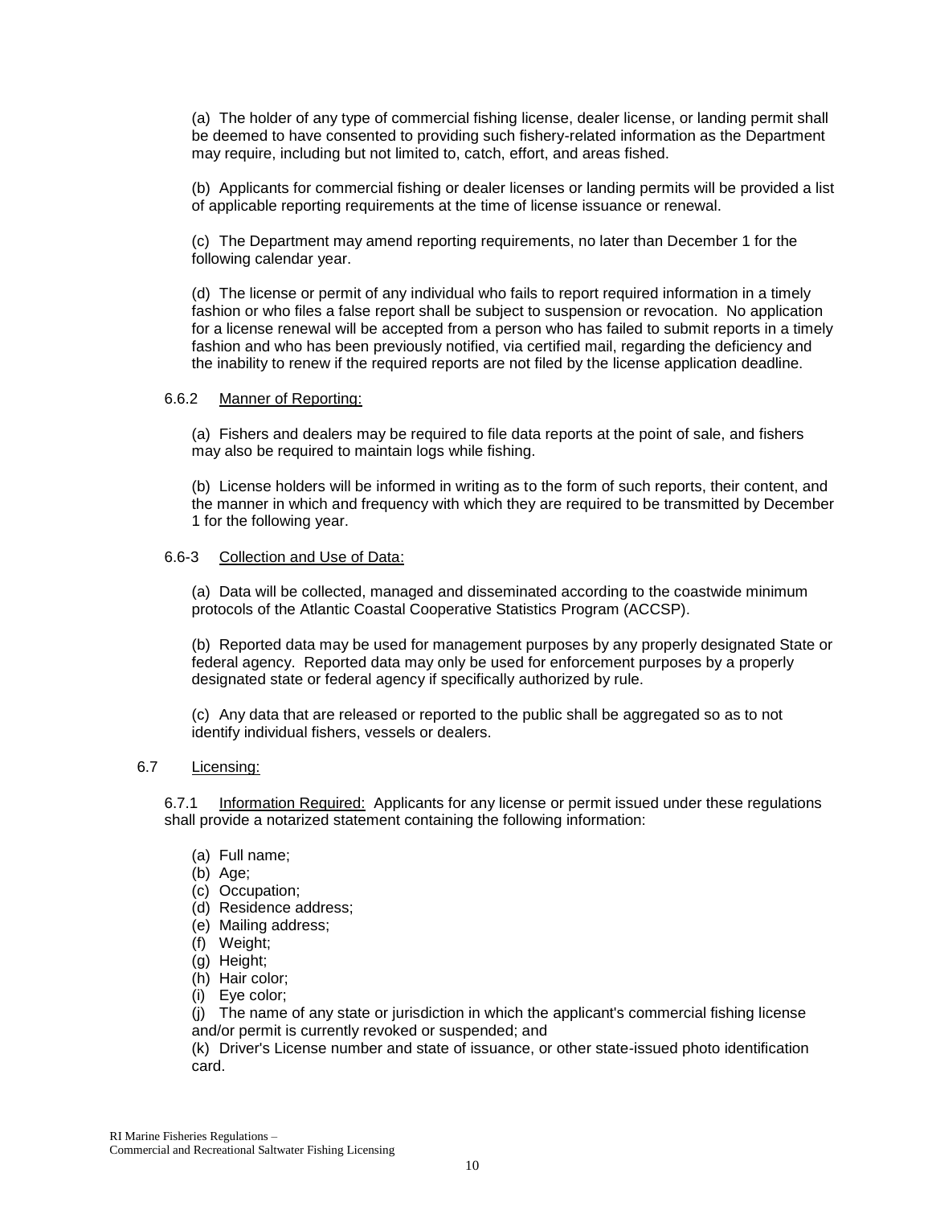(a) The holder of any type of commercial fishing license, dealer license, or landing permit shall be deemed to have consented to providing such fishery-related information as the Department may require, including but not limited to, catch, effort, and areas fished.

(b) Applicants for commercial fishing or dealer licenses or landing permits will be provided a list of applicable reporting requirements at the time of license issuance or renewal.

(c) The Department may amend reporting requirements, no later than December 1 for the following calendar year.

(d) The license or permit of any individual who fails to report required information in a timely fashion or who files a false report shall be subject to suspension or revocation. No application for a license renewal will be accepted from a person who has failed to submit reports in a timely fashion and who has been previously notified, via certified mail, regarding the deficiency and the inability to renew if the required reports are not filed by the license application deadline.

6.6.2 Manner of Reporting:

(a) Fishers and dealers may be required to file data reports at the point of sale, and fishers may also be required to maintain logs while fishing.

(b) License holders will be informed in writing as to the form of such reports, their content, and the manner in which and frequency with which they are required to be transmitted by December 1 for the following year.

6.6-3 Collection and Use of Data:

(a) Data will be collected, managed and disseminated according to the coastwide minimum protocols of the Atlantic Coastal Cooperative Statistics Program (ACCSP).

(b) Reported data may be used for management purposes by any properly designated State or federal agency. Reported data may only be used for enforcement purposes by a properly designated state or federal agency if specifically authorized by rule.

(c) Any data that are released or reported to the public shall be aggregated so as to not identify individual fishers, vessels or dealers.

6.7 Licensing:

6.7.1 Information Required: Applicants for any license or permit issued under these regulations shall provide a notarized statement containing the following information:

(a) Full name;
(b) Age;
(c) Occupation;
(d) Residence address;
(e) Mailing address;
(f) Weight;
(g) Height;
(h) Hair color;
(i) Eye color;
(j) The name of any state or jurisdiction in which the applicant's commercial fishing license and/or permit is currently revoked or suspended; and
(k) Driver's License number and state of issuance, or other state-issued photo identification card.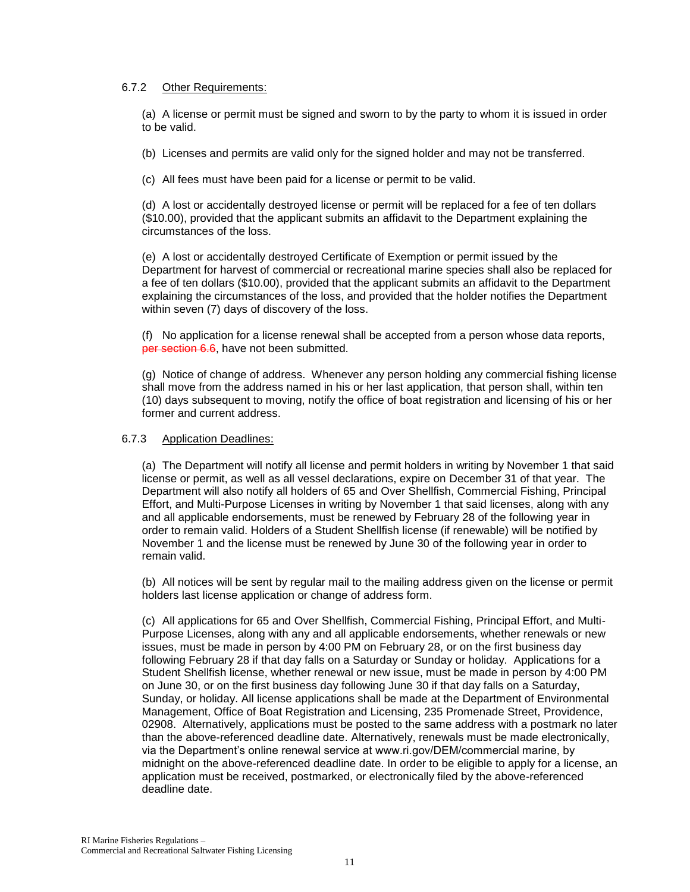6.7.2 <u>Other Requirements:</u>

(a) A license or permit must be signed and sworn to by the party to whom it is issued in order to be valid.

(b) Licenses and permits are valid only for the signed holder and may not be transferred.

(c) All fees must have been paid for a license or permit to be valid.

(d) A lost or accidentally destroyed license or permit will be replaced for a fee of ten dollars ($10.00), provided that the applicant submits an affidavit to the Department explaining the circumstances of the loss.

(e) A lost or accidentally destroyed Certificate of Exemption or permit issued by the Department for harvest of commercial or recreational marine species shall also be replaced for a fee of ten dollars ($10.00), provided that the applicant submits an affidavit to the Department explaining the circumstances of the loss, and provided that the holder notifies the Department within seven (7) days of discovery of the loss.

(f) No application for a license renewal shall be accepted from a person whose data reports, ~~per section 6.6~~, have not been submitted.

(g) Notice of change of address. Whenever any person holding any commercial fishing license shall move from the address named in his or her last application, that person shall, within ten (10) days subsequent to moving, notify the office of boat registration and licensing of his or her former and current address.

6.7.3 <u>Application Deadlines:</u>

(a) The Department will notify all license and permit holders in writing by November 1 that said license or permit, as well as all vessel declarations, expire on December 31 of that year. The Department will also notify all holders of 65 and Over Shellfish, Commercial Fishing, Principal Effort, and Multi-Purpose Licenses in writing by November 1 that said licenses, along with any and all applicable endorsements, must be renewed by February 28 of the following year in order to remain valid. Holders of a Student Shellfish license (if renewable) will be notified by November 1 and the license must be renewed by June 30 of the following year in order to remain valid.

(b) All notices will be sent by regular mail to the mailing address given on the license or permit holders last license application or change of address form.

(c) All applications for 65 and Over Shellfish, Commercial Fishing, Principal Effort, and Multi-Purpose Licenses, along with any and all applicable endorsements, whether renewals or new issues, must be made in person by 4:00 PM on February 28, or on the first business day following February 28 if that day falls on a Saturday or Sunday or holiday. Applications for a Student Shellfish license, whether renewal or new issue, must be made in person by 4:00 PM on June 30, or on the first business day following June 30 if that day falls on a Saturday, Sunday, or holiday. All license applications shall be made at the Department of Environmental Management, Office of Boat Registration and Licensing, 235 Promenade Street, Providence, 02908. Alternatively, applications must be posted to the same address with a postmark no later than the above-referenced deadline date. Alternatively, renewals must be made electronically, via the Department's online renewal service at www.ri.gov/DEM/commercial marine, by midnight on the above-referenced deadline date. In order to be eligible to apply for a license, an application must be received, postmarked, or electronically filed by the above-referenced deadline date.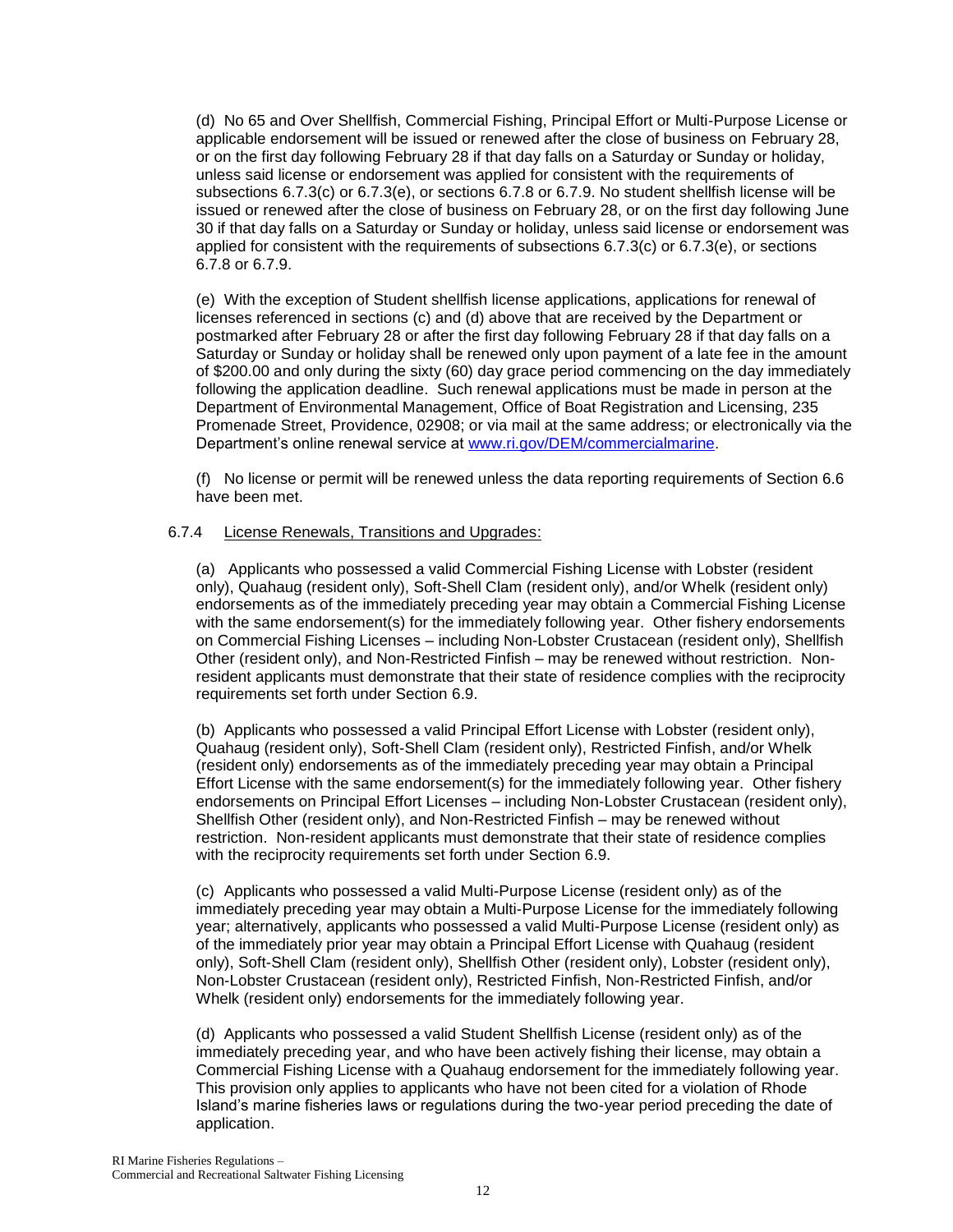(d) No 65 and Over Shellfish, Commercial Fishing, Principal Effort or Multi-Purpose License or applicable endorsement will be issued or renewed after the close of business on February 28, or on the first day following February 28 if that day falls on a Saturday or Sunday or holiday, unless said license or endorsement was applied for consistent with the requirements of subsections 6.7.3(c) or 6.7.3(e), or sections 6.7.8 or 6.7.9. No student shellfish license will be issued or renewed after the close of business on February 28, or on the first day following June 30 if that day falls on a Saturday or Sunday or holiday, unless said license or endorsement was applied for consistent with the requirements of subsections 6.7.3(c) or 6.7.3(e), or sections 6.7.8 or 6.7.9.

(e) With the exception of Student shellfish license applications, applications for renewal of licenses referenced in sections (c) and (d) above that are received by the Department or postmarked after February 28 or after the first day following February 28 if that day falls on a Saturday or Sunday or holiday shall be renewed only upon payment of a late fee in the amount of $200.00 and only during the sixty (60) day grace period commencing on the day immediately following the application deadline. Such renewal applications must be made in person at the Department of Environmental Management, Office of Boat Registration and Licensing, 235 Promenade Street, Providence, 02908; or via mail at the same address; or electronically via the Department's online renewal service at [www.ri.gov/DEM/commercialmarine](www.ri.gov/DEM/commercialmarine).

(f) No license or permit will be renewed unless the data reporting requirements of Section 6.6 have been met.

6.7.4 License Renewals, Transitions and Upgrades:

(a) Applicants who possessed a valid Commercial Fishing License with Lobster (resident only), Quahaug (resident only), Soft-Shell Clam (resident only), and/or Whelk (resident only) endorsements as of the immediately preceding year may obtain a Commercial Fishing License with the same endorsement(s) for the immediately following year. Other fishery endorsements on Commercial Fishing Licenses – including Non-Lobster Crustacean (resident only), Shellfish Other (resident only), and Non-Restricted Finfish – may be renewed without restriction. Non-resident applicants must demonstrate that their state of residence complies with the reciprocity requirements set forth under Section 6.9.

(b) Applicants who possessed a valid Principal Effort License with Lobster (resident only), Quahaug (resident only), Soft-Shell Clam (resident only), Restricted Finfish, and/or Whelk (resident only) endorsements as of the immediately preceding year may obtain a Principal Effort License with the same endorsement(s) for the immediately following year. Other fishery endorsements on Principal Effort Licenses – including Non-Lobster Crustacean (resident only), Shellfish Other (resident only), and Non-Restricted Finfish – may be renewed without restriction. Non-resident applicants must demonstrate that their state of residence complies with the reciprocity requirements set forth under Section 6.9.

(c) Applicants who possessed a valid Multi-Purpose License (resident only) as of the immediately preceding year may obtain a Multi-Purpose License for the immediately following year; alternatively, applicants who possessed a valid Multi-Purpose License (resident only) as of the immediately prior year may obtain a Principal Effort License with Quahaug (resident only), Soft-Shell Clam (resident only), Shellfish Other (resident only), Lobster (resident only), Non-Lobster Crustacean (resident only), Restricted Finfish, Non-Restricted Finfish, and/or Whelk (resident only) endorsements for the immediately following year.

(d) Applicants who possessed a valid Student Shellfish License (resident only) as of the immediately preceding year, and who have been actively fishing their license, may obtain a Commercial Fishing License with a Quahaug endorsement for the immediately following year. This provision only applies to applicants who have not been cited for a violation of Rhode Island's marine fisheries laws or regulations during the two-year period preceding the date of application.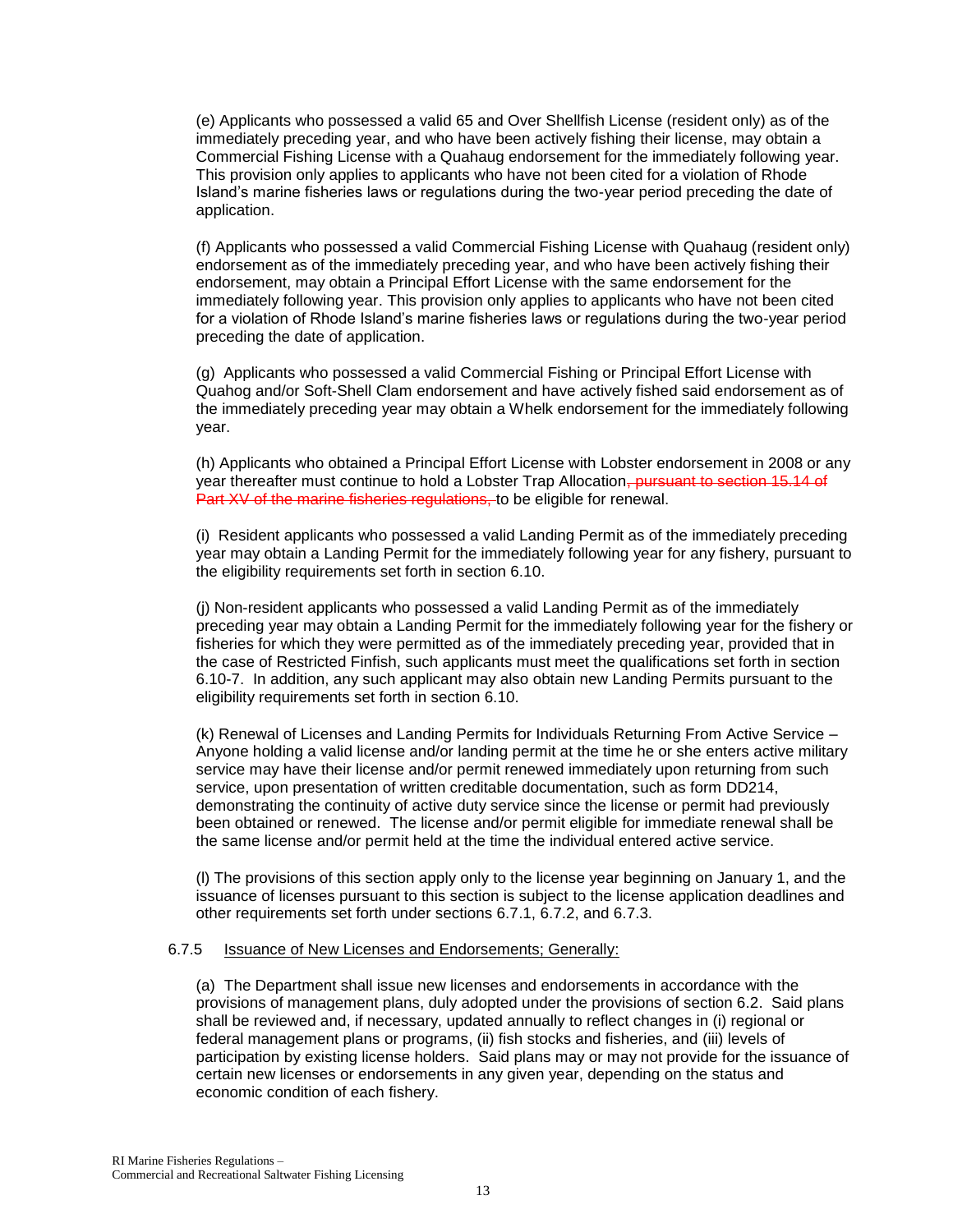(e) Applicants who possessed a valid 65 and Over Shellfish License (resident only) as of the immediately preceding year, and who have been actively fishing their license, may obtain a Commercial Fishing License with a Quahaug endorsement for the immediately following year. This provision only applies to applicants who have not been cited for a violation of Rhode Island's marine fisheries laws or regulations during the two-year period preceding the date of application.

(f) Applicants who possessed a valid Commercial Fishing License with Quahaug (resident only) endorsement as of the immediately preceding year, and who have been actively fishing their endorsement, may obtain a Principal Effort License with the same endorsement for the immediately following year. This provision only applies to applicants who have not been cited for a violation of Rhode Island's marine fisheries laws or regulations during the two-year period preceding the date of application.

(g) Applicants who possessed a valid Commercial Fishing or Principal Effort License with Quahog and/or Soft-Shell Clam endorsement and have actively fished said endorsement as of the immediately preceding year may obtain a Whelk endorsement for the immediately following year.

(h) Applicants who obtained a Principal Effort License with Lobster endorsement in 2008 or any year thereafter must continue to hold a Lobster Trap Allocation~~, pursuant to section 15.14 of Part XV of the marine fisheries regulations,~~ to be eligible for renewal.

(i) Resident applicants who possessed a valid Landing Permit as of the immediately preceding year may obtain a Landing Permit for the immediately following year for any fishery, pursuant to the eligibility requirements set forth in section 6.10.

(j) Non-resident applicants who possessed a valid Landing Permit as of the immediately preceding year may obtain a Landing Permit for the immediately following year for the fishery or fisheries for which they were permitted as of the immediately preceding year, provided that in the case of Restricted Finfish, such applicants must meet the qualifications set forth in section 6.10-7. In addition, any such applicant may also obtain new Landing Permits pursuant to the eligibility requirements set forth in section 6.10.

(k) Renewal of Licenses and Landing Permits for Individuals Returning From Active Service – Anyone holding a valid license and/or landing permit at the time he or she enters active military service may have their license and/or permit renewed immediately upon returning from such service, upon presentation of written creditable documentation, such as form DD214, demonstrating the continuity of active duty service since the license or permit had previously been obtained or renewed. The license and/or permit eligible for immediate renewal shall be the same license and/or permit held at the time the individual entered active service.

(l) The provisions of this section apply only to the license year beginning on January 1, and the issuance of licenses pursuant to this section is subject to the license application deadlines and other requirements set forth under sections 6.7.1, 6.7.2, and 6.7.3.

6.7.5 Issuance of New Licenses and Endorsements; Generally:

(a) The Department shall issue new licenses and endorsements in accordance with the provisions of management plans, duly adopted under the provisions of section 6.2. Said plans shall be reviewed and, if necessary, updated annually to reflect changes in (i) regional or federal management plans or programs, (ii) fish stocks and fisheries, and (iii) levels of participation by existing license holders. Said plans may or may not provide for the issuance of certain new licenses or endorsements in any given year, depending on the status and economic condition of each fishery.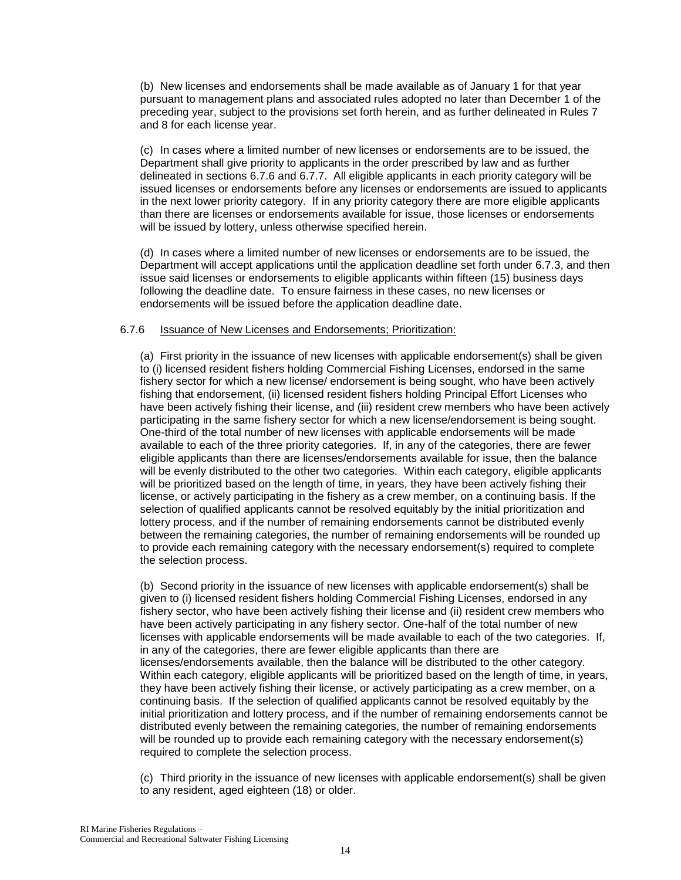(b) New licenses and endorsements shall be made available as of January 1 for that year pursuant to management plans and associated rules adopted no later than December 1 of the preceding year, subject to the provisions set forth herein, and as further delineated in Rules 7 and 8 for each license year.

(c) In cases where a limited number of new licenses or endorsements are to be issued, the Department shall give priority to applicants in the order prescribed by law and as further delineated in sections 6.7.6 and 6.7.7. All eligible applicants in each priority category will be issued licenses or endorsements before any licenses or endorsements are issued to applicants in the next lower priority category. If in any priority category there are more eligible applicants than there are licenses or endorsements available for issue, those licenses or endorsements will be issued by lottery, unless otherwise specified herein.

(d) In cases where a limited number of new licenses or endorsements are to be issued, the Department will accept applications until the application deadline set forth under 6.7.3, and then issue said licenses or endorsements to eligible applicants within fifteen (15) business days following the deadline date. To ensure fairness in these cases, no new licenses or endorsements will be issued before the application deadline date.

6.7.6 <u>Issuance of New Licenses and Endorsements; Prioritization:</u>

(a) First priority in the issuance of new licenses with applicable endorsement(s) shall be given to (i) licensed resident fishers holding Commercial Fishing Licenses, endorsed in the same fishery sector for which a new license/ endorsement is being sought, who have been actively fishing that endorsement, (ii) licensed resident fishers holding Principal Effort Licenses who have been actively fishing their license, and (iii) resident crew members who have been actively participating in the same fishery sector for which a new license/endorsement is being sought. One-third of the total number of new licenses with applicable endorsements will be made available to each of the three priority categories. If, in any of the categories, there are fewer eligible applicants than there are licenses/endorsements available for issue, then the balance will be evenly distributed to the other two categories. Within each category, eligible applicants will be prioritized based on the length of time, in years, they have been actively fishing their license, or actively participating in the fishery as a crew member, on a continuing basis. If the selection of qualified applicants cannot be resolved equitably by the initial prioritization and lottery process, and if the number of remaining endorsements cannot be distributed evenly between the remaining categories, the number of remaining endorsements will be rounded up to provide each remaining category with the necessary endorsement(s) required to complete the selection process.

(b) Second priority in the issuance of new licenses with applicable endorsement(s) shall be given to (i) licensed resident fishers holding Commercial Fishing Licenses, endorsed in any fishery sector, who have been actively fishing their license and (ii) resident crew members who have been actively participating in any fishery sector. One-half of the total number of new licenses with applicable endorsements will be made available to each of the two categories. If, in any of the categories, there are fewer eligible applicants than there are licenses/endorsements available, then the balance will be distributed to the other category. Within each category, eligible applicants will be prioritized based on the length of time, in years, they have been actively fishing their license, or actively participating as a crew member, on a continuing basis. If the selection of qualified applicants cannot be resolved equitably by the initial prioritization and lottery process, and if the number of remaining endorsements cannot be distributed evenly between the remaining categories, the number of remaining endorsements will be rounded up to provide each remaining category with the necessary endorsement(s) required to complete the selection process.

(c) Third priority in the issuance of new licenses with applicable endorsement(s) shall be given to any resident, aged eighteen (18) or older.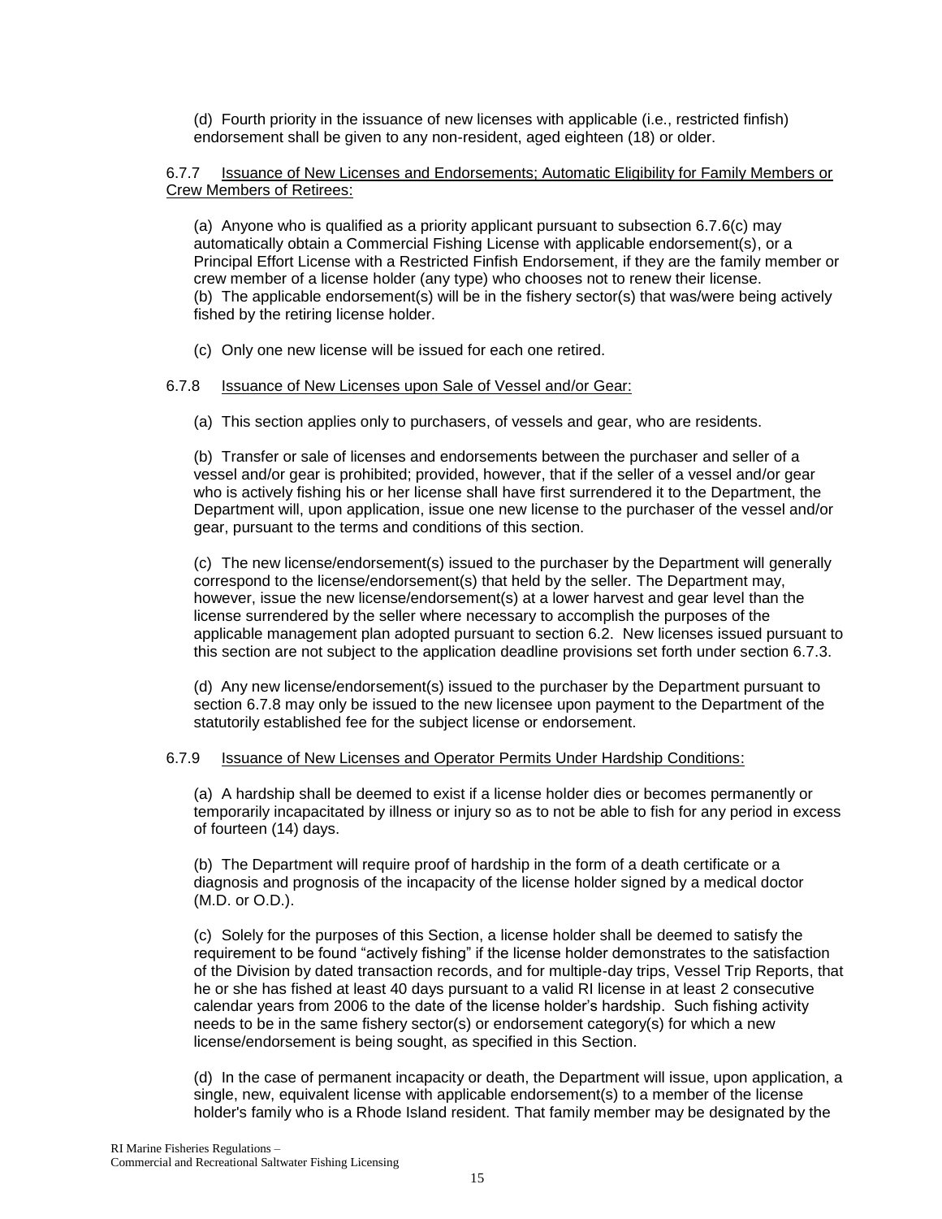(d) Fourth priority in the issuance of new licenses with applicable (i.e., restricted finfish) endorsement shall be given to any non-resident, aged eighteen (18) or older.

6.7.7 Issuance of New Licenses and Endorsements; Automatic Eligibility for Family Members or Crew Members of Retirees:

(a) Anyone who is qualified as a priority applicant pursuant to subsection 6.7.6(c) may automatically obtain a Commercial Fishing License with applicable endorsement(s), or a Principal Effort License with a Restricted Finfish Endorsement, if they are the family member or crew member of a license holder (any type) who chooses not to renew their license.
(b) The applicable endorsement(s) will be in the fishery sector(s) that was/were being actively fished by the retiring license holder.

(c) Only one new license will be issued for each one retired.

6.7.8 Issuance of New Licenses upon Sale of Vessel and/or Gear:

(a) This section applies only to purchasers, of vessels and gear, who are residents.

(b) Transfer or sale of licenses and endorsements between the purchaser and seller of a vessel and/or gear is prohibited; provided, however, that if the seller of a vessel and/or gear who is actively fishing his or her license shall have first surrendered it to the Department, the Department will, upon application, issue one new license to the purchaser of the vessel and/or gear, pursuant to the terms and conditions of this section.

(c) The new license/endorsement(s) issued to the purchaser by the Department will generally correspond to the license/endorsement(s) that held by the seller. The Department may, however, issue the new license/endorsement(s) at a lower harvest and gear level than the license surrendered by the seller where necessary to accomplish the purposes of the applicable management plan adopted pursuant to section 6.2. New licenses issued pursuant to this section are not subject to the application deadline provisions set forth under section 6.7.3.

(d) Any new license/endorsement(s) issued to the purchaser by the Department pursuant to section 6.7.8 may only be issued to the new licensee upon payment to the Department of the statutorily established fee for the subject license or endorsement.

6.7.9 Issuance of New Licenses and Operator Permits Under Hardship Conditions:

(a) A hardship shall be deemed to exist if a license holder dies or becomes permanently or temporarily incapacitated by illness or injury so as to not be able to fish for any period in excess of fourteen (14) days.

(b) The Department will require proof of hardship in the form of a death certificate or a diagnosis and prognosis of the incapacity of the license holder signed by a medical doctor (M.D. or O.D.).

(c) Solely for the purposes of this Section, a license holder shall be deemed to satisfy the requirement to be found "actively fishing" if the license holder demonstrates to the satisfaction of the Division by dated transaction records, and for multiple-day trips, Vessel Trip Reports, that he or she has fished at least 40 days pursuant to a valid RI license in at least 2 consecutive calendar years from 2006 to the date of the license holder's hardship. Such fishing activity needs to be in the same fishery sector(s) or endorsement category(s) for which a new license/endorsement is being sought, as specified in this Section.

(d) In the case of permanent incapacity or death, the Department will issue, upon application, a single, new, equivalent license with applicable endorsement(s) to a member of the license holder's family who is a Rhode Island resident. That family member may be designated by the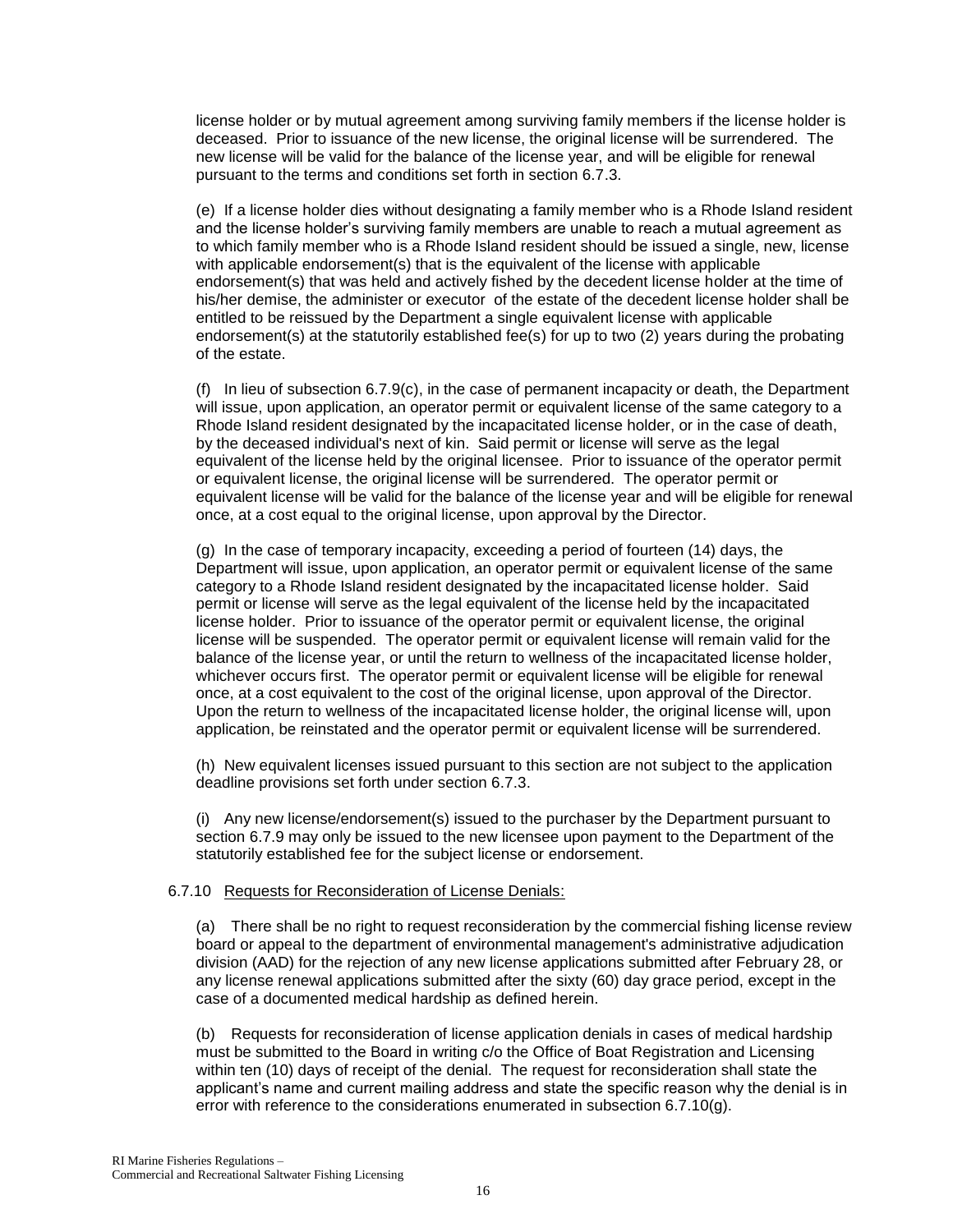license holder or by mutual agreement among surviving family members if the license holder is deceased. Prior to issuance of the new license, the original license will be surrendered. The new license will be valid for the balance of the license year, and will be eligible for renewal pursuant to the terms and conditions set forth in section 6.7.3.

(e) If a license holder dies without designating a family member who is a Rhode Island resident and the license holder's surviving family members are unable to reach a mutual agreement as to which family member who is a Rhode Island resident should be issued a single, new, license with applicable endorsement(s) that is the equivalent of the license with applicable endorsement(s) that was held and actively fished by the decedent license holder at the time of his/her demise, the administer or executor of the estate of the decedent license holder shall be entitled to be reissued by the Department a single equivalent license with applicable endorsement(s) at the statutorily established fee(s) for up to two (2) years during the probating of the estate.

(f) In lieu of subsection 6.7.9(c), in the case of permanent incapacity or death, the Department will issue, upon application, an operator permit or equivalent license of the same category to a Rhode Island resident designated by the incapacitated license holder, or in the case of death, by the deceased individual's next of kin. Said permit or license will serve as the legal equivalent of the license held by the original licensee. Prior to issuance of the operator permit or equivalent license, the original license will be surrendered. The operator permit or equivalent license will be valid for the balance of the license year and will be eligible for renewal once, at a cost equal to the original license, upon approval by the Director.

(g) In the case of temporary incapacity, exceeding a period of fourteen (14) days, the Department will issue, upon application, an operator permit or equivalent license of the same category to a Rhode Island resident designated by the incapacitated license holder. Said permit or license will serve as the legal equivalent of the license held by the incapacitated license holder. Prior to issuance of the operator permit or equivalent license, the original license will be suspended. The operator permit or equivalent license will remain valid for the balance of the license year, or until the return to wellness of the incapacitated license holder, whichever occurs first. The operator permit or equivalent license will be eligible for renewal once, at a cost equivalent to the cost of the original license, upon approval of the Director. Upon the return to wellness of the incapacitated license holder, the original license will, upon application, be reinstated and the operator permit or equivalent license will be surrendered.

(h) New equivalent licenses issued pursuant to this section are not subject to the application deadline provisions set forth under section 6.7.3.

(i) Any new license/endorsement(s) issued to the purchaser by the Department pursuant to section 6.7.9 may only be issued to the new licensee upon payment to the Department of the statutorily established fee for the subject license or endorsement.

6.7.10 Requests for Reconsideration of License Denials:

(a) There shall be no right to request reconsideration by the commercial fishing license review board or appeal to the department of environmental management's administrative adjudication division (AAD) for the rejection of any new license applications submitted after February 28, or any license renewal applications submitted after the sixty (60) day grace period, except in the case of a documented medical hardship as defined herein.

(b) Requests for reconsideration of license application denials in cases of medical hardship must be submitted to the Board in writing c/o the Office of Boat Registration and Licensing within ten (10) days of receipt of the denial. The request for reconsideration shall state the applicant's name and current mailing address and state the specific reason why the denial is in error with reference to the considerations enumerated in subsection 6.7.10(g).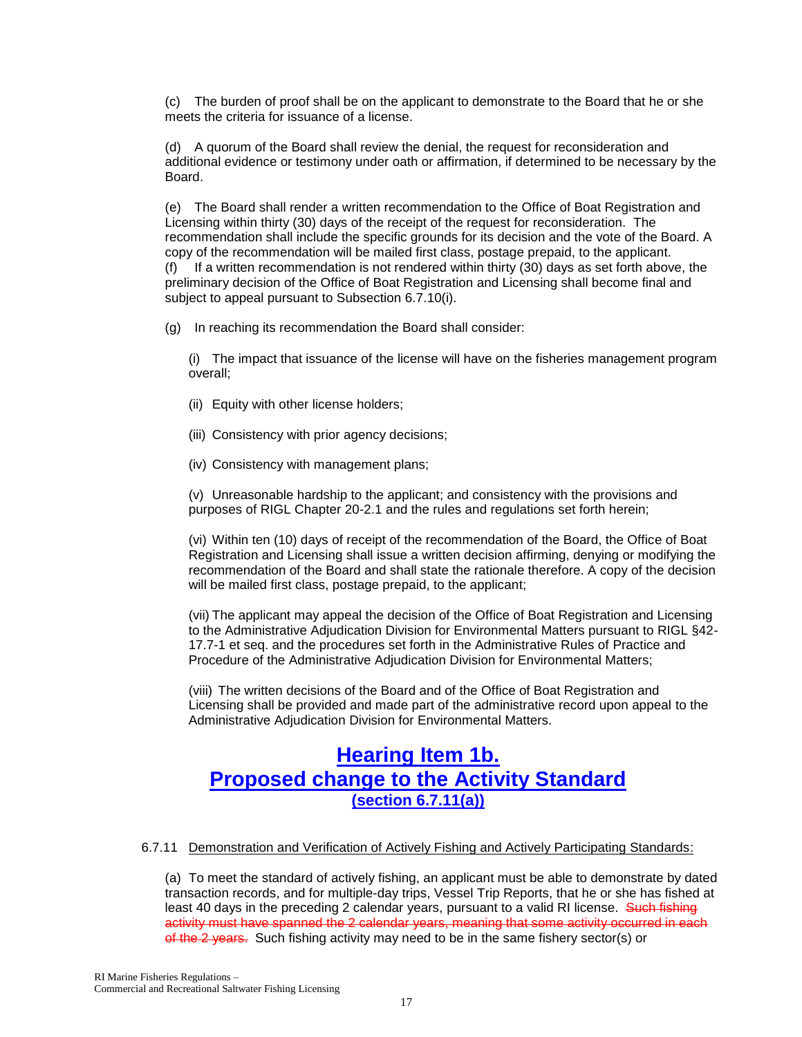(c) The burden of proof shall be on the applicant to demonstrate to the Board that he or she meets the criteria for issuance of a license.

(d) A quorum of the Board shall review the denial, the request for reconsideration and additional evidence or testimony under oath or affirmation, if determined to be necessary by the Board.

(e) The Board shall render a written recommendation to the Office of Boat Registration and Licensing within thirty (30) days of the receipt of the request for reconsideration. The recommendation shall include the specific grounds for its decision and the vote of the Board. A copy of the recommendation will be mailed first class, postage prepaid, to the applicant.
(f) If a written recommendation is not rendered within thirty (30) days as set forth above, the preliminary decision of the Office of Boat Registration and Licensing shall become final and subject to appeal pursuant to Subsection 6.7.10(i).

(g) In reaching its recommendation the Board shall consider:

(i) The impact that issuance of the license will have on the fisheries management program overall;

(ii) Equity with other license holders;

(iii) Consistency with prior agency decisions;

(iv) Consistency with management plans;

(v) Unreasonable hardship to the applicant; and consistency with the provisions and purposes of RIGL Chapter 20-2.1 and the rules and regulations set forth herein;

(vi) Within ten (10) days of receipt of the recommendation of the Board, the Office of Boat Registration and Licensing shall issue a written decision affirming, denying or modifying the recommendation of the Board and shall state the rationale therefore. A copy of the decision will be mailed first class, postage prepaid, to the applicant;

(vii) The applicant may appeal the decision of the Office of Boat Registration and Licensing to the Administrative Adjudication Division for Environmental Matters pursuant to RIGL §42-17.7-1 et seq. and the procedures set forth in the Administrative Rules of Practice and Procedure of the Administrative Adjudication Division for Environmental Matters;

(viii) The written decisions of the Board and of the Office of Boat Registration and Licensing shall be provided and made part of the administrative record upon appeal to the Administrative Adjudication Division for Environmental Matters.

# Hearing Item 1b.
# Proposed change to the Activity Standard
### (section 6.7.11(a))

6.7.11 Demonstration and Verification of Actively Fishing and Actively Participating Standards:

(a) To meet the standard of actively fishing, an applicant must be able to demonstrate by dated transaction records, and for multiple-day trips, Vessel Trip Reports, that he or she has fished at least 40 days in the preceding 2 calendar years, pursuant to a valid RI license. ~~Such fishing activity must have spanned the 2 calendar years, meaning that some activity occurred in each of the 2 years.~~ Such fishing activity may need to be in the same fishery sector(s) or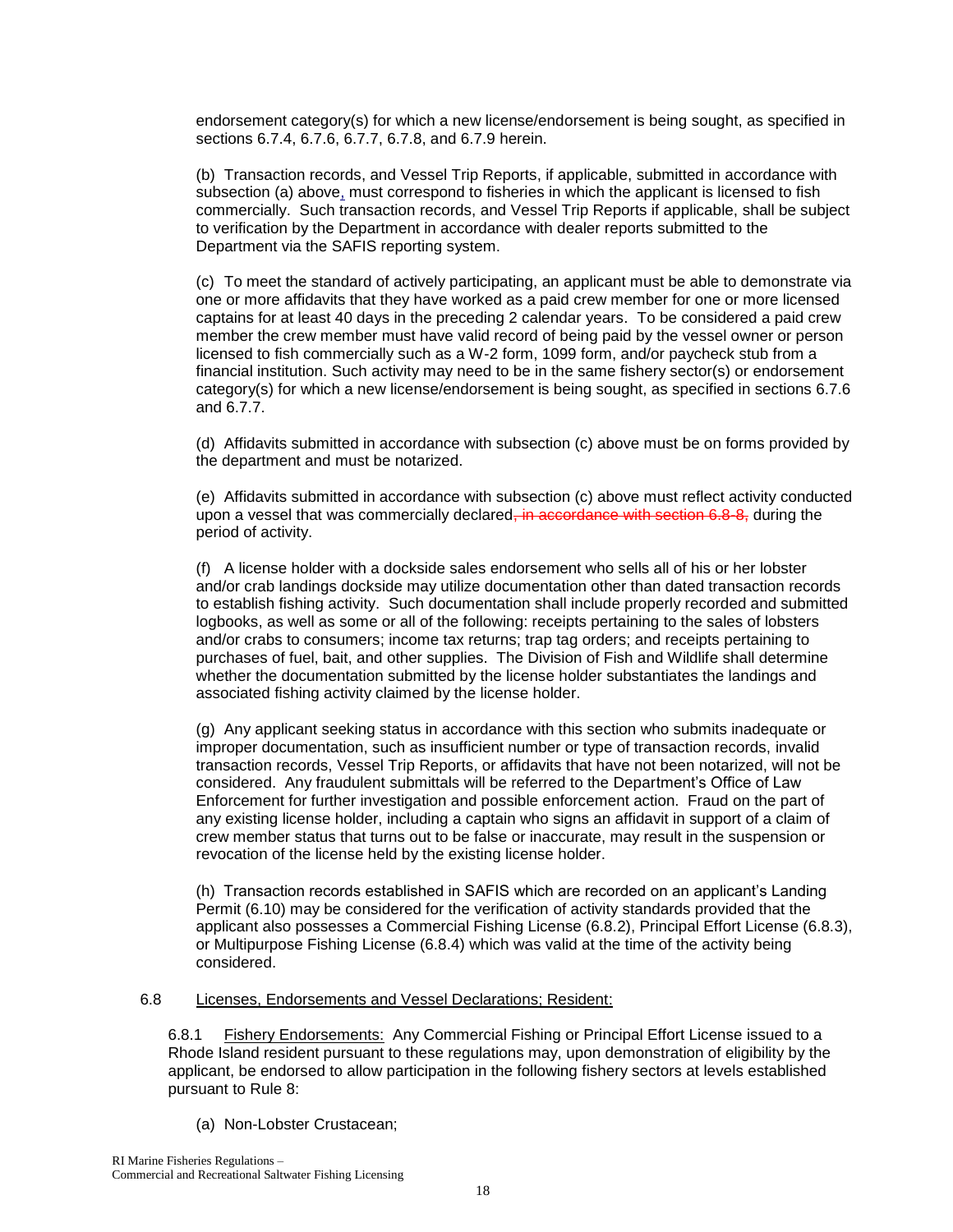endorsement category(s) for which a new license/endorsement is being sought, as specified in sections 6.7.4, 6.7.6, 6.7.7, 6.7.8, and 6.7.9 herein.

(b) Transaction records, and Vessel Trip Reports, if applicable, submitted in accordance with subsection (a) above, must correspond to fisheries in which the applicant is licensed to fish commercially. Such transaction records, and Vessel Trip Reports if applicable, shall be subject to verification by the Department in accordance with dealer reports submitted to the Department via the SAFIS reporting system.

(c) To meet the standard of actively participating, an applicant must be able to demonstrate via one or more affidavits that they have worked as a paid crew member for one or more licensed captains for at least 40 days in the preceding 2 calendar years. To be considered a paid crew member the crew member must have valid record of being paid by the vessel owner or person licensed to fish commercially such as a W-2 form, 1099 form, and/or paycheck stub from a financial institution. Such activity may need to be in the same fishery sector(s) or endorsement category(s) for which a new license/endorsement is being sought, as specified in sections 6.7.6 and 6.7.7.

(d) Affidavits submitted in accordance with subsection (c) above must be on forms provided by the department and must be notarized.

(e) Affidavits submitted in accordance with subsection (c) above must reflect activity conducted upon a vessel that was commercially declared~~, in accordance with section 6.8-8,~~ during the period of activity.

(f) A license holder with a dockside sales endorsement who sells all of his or her lobster and/or crab landings dockside may utilize documentation other than dated transaction records to establish fishing activity. Such documentation shall include properly recorded and submitted logbooks, as well as some or all of the following: receipts pertaining to the sales of lobsters and/or crabs to consumers; income tax returns; trap tag orders; and receipts pertaining to purchases of fuel, bait, and other supplies. The Division of Fish and Wildlife shall determine whether the documentation submitted by the license holder substantiates the landings and associated fishing activity claimed by the license holder.

(g) Any applicant seeking status in accordance with this section who submits inadequate or improper documentation, such as insufficient number or type of transaction records, invalid transaction records, Vessel Trip Reports, or affidavits that have not been notarized, will not be considered. Any fraudulent submittals will be referred to the Department's Office of Law Enforcement for further investigation and possible enforcement action. Fraud on the part of any existing license holder, including a captain who signs an affidavit in support of a claim of crew member status that turns out to be false or inaccurate, may result in the suspension or revocation of the license held by the existing license holder.

(h) Transaction records established in SAFIS which are recorded on an applicant's Landing Permit (6.10) may be considered for the verification of activity standards provided that the applicant also possesses a Commercial Fishing License (6.8.2), Principal Effort License (6.8.3), or Multipurpose Fishing License (6.8.4) which was valid at the time of the activity being considered.

6.8 Licenses, Endorsements and Vessel Declarations; Resident:

6.8.1 Fishery Endorsements: Any Commercial Fishing or Principal Effort License issued to a Rhode Island resident pursuant to these regulations may, upon demonstration of eligibility by the applicant, be endorsed to allow participation in the following fishery sectors at levels established pursuant to Rule 8:

(a) Non-Lobster Crustacean;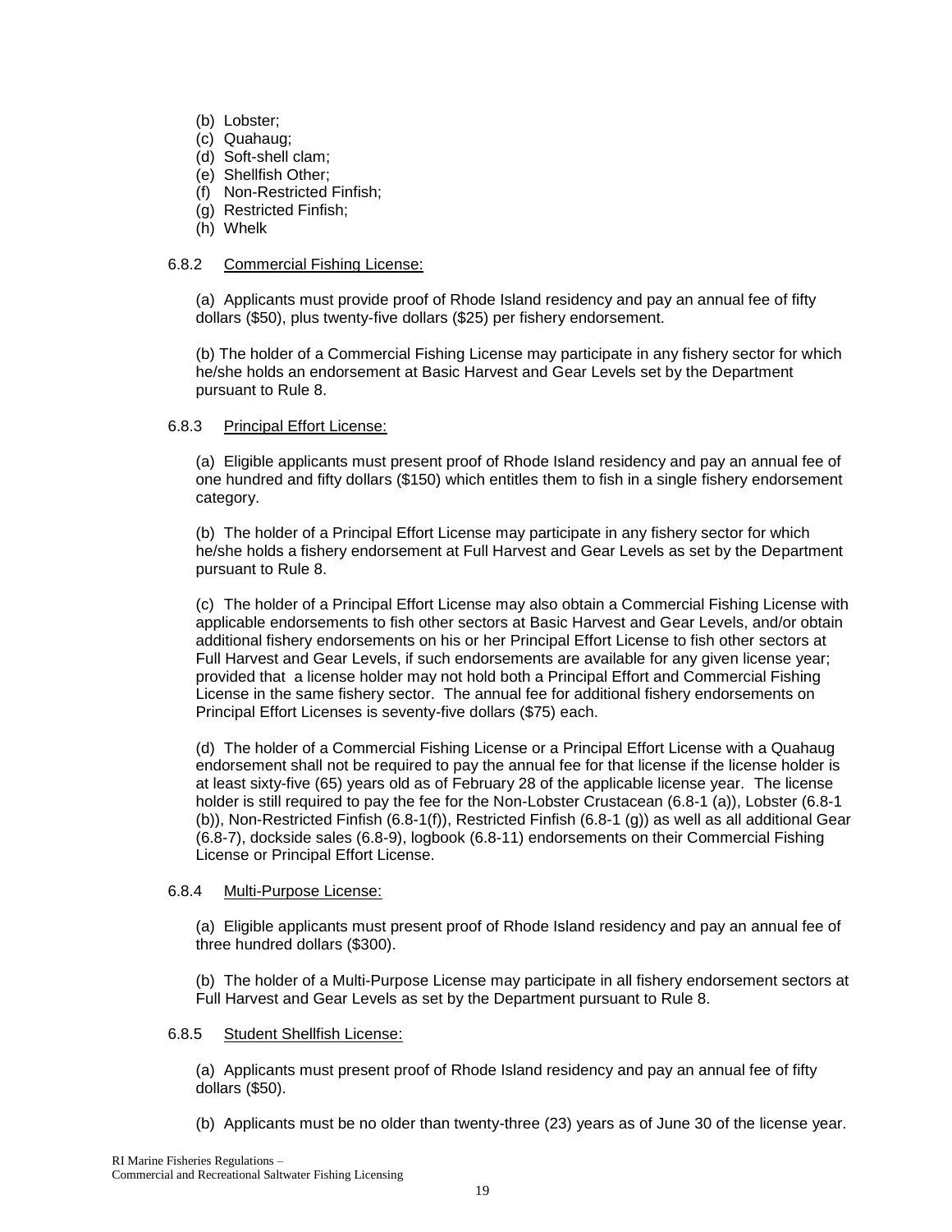(b) Lobster;
(c) Quahaug;
(d) Soft-shell clam;
(e) Shellfish Other;
(f) Non-Restricted Finfish;
(g) Restricted Finfish;
(h) Whelk

6.8.2 Commercial Fishing License:

(a) Applicants must provide proof of Rhode Island residency and pay an annual fee of fifty dollars ($50), plus twenty-five dollars ($25) per fishery endorsement.

(b) The holder of a Commercial Fishing License may participate in any fishery sector for which he/she holds an endorsement at Basic Harvest and Gear Levels set by the Department pursuant to Rule 8.

6.8.3 Principal Effort License:

(a) Eligible applicants must present proof of Rhode Island residency and pay an annual fee of one hundred and fifty dollars ($150) which entitles them to fish in a single fishery endorsement category.

(b) The holder of a Principal Effort License may participate in any fishery sector for which he/she holds a fishery endorsement at Full Harvest and Gear Levels as set by the Department pursuant to Rule 8.

(c) The holder of a Principal Effort License may also obtain a Commercial Fishing License with applicable endorsements to fish other sectors at Basic Harvest and Gear Levels, and/or obtain additional fishery endorsements on his or her Principal Effort License to fish other sectors at Full Harvest and Gear Levels, if such endorsements are available for any given license year; provided that a license holder may not hold both a Principal Effort and Commercial Fishing License in the same fishery sector. The annual fee for additional fishery endorsements on Principal Effort Licenses is seventy-five dollars ($75) each.

(d) The holder of a Commercial Fishing License or a Principal Effort License with a Quahaug endorsement shall not be required to pay the annual fee for that license if the license holder is at least sixty-five (65) years old as of February 28 of the applicable license year. The license holder is still required to pay the fee for the Non-Lobster Crustacean (6.8-1 (a)), Lobster (6.8-1 (b)), Non-Restricted Finfish (6.8-1(f)), Restricted Finfish (6.8-1 (g)) as well as all additional Gear (6.8-7), dockside sales (6.8-9), logbook (6.8-11) endorsements on their Commercial Fishing License or Principal Effort License.

6.8.4 Multi-Purpose License:

(a) Eligible applicants must present proof of Rhode Island residency and pay an annual fee of three hundred dollars ($300).

(b) The holder of a Multi-Purpose License may participate in all fishery endorsement sectors at Full Harvest and Gear Levels as set by the Department pursuant to Rule 8.

6.8.5 Student Shellfish License:

(a) Applicants must present proof of Rhode Island residency and pay an annual fee of fifty dollars ($50).

(b) Applicants must be no older than twenty-three (23) years as of June 30 of the license year.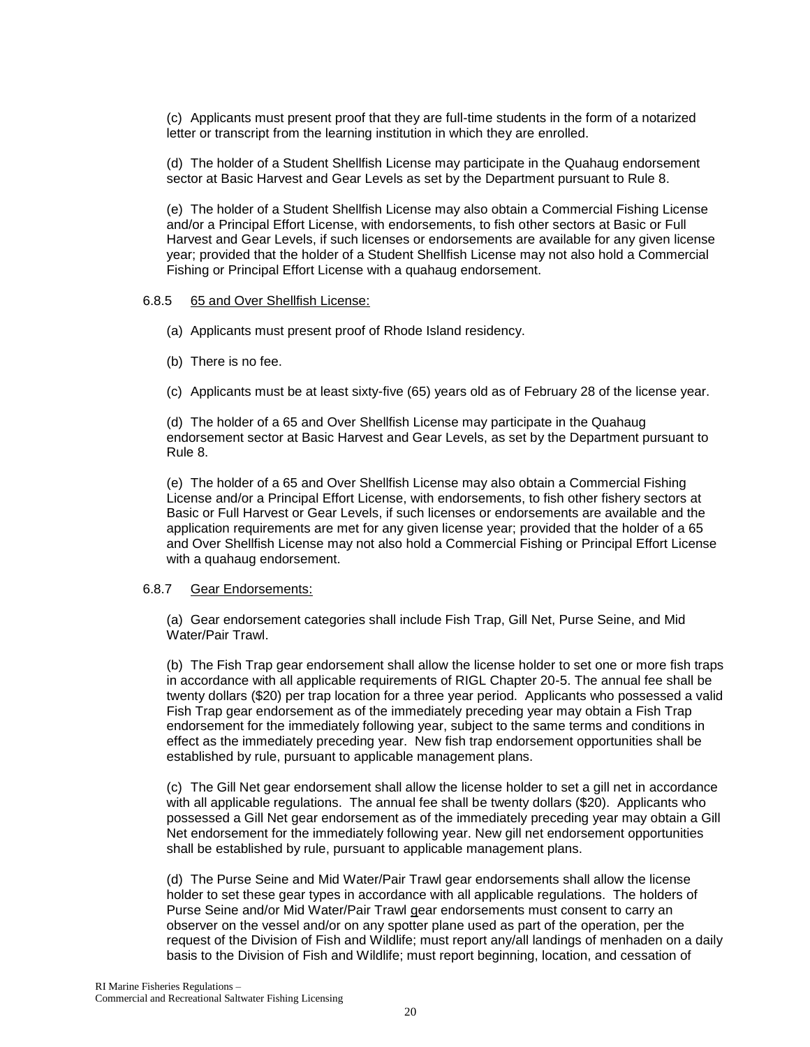(c) Applicants must present proof that they are full-time students in the form of a notarized letter or transcript from the learning institution in which they are enrolled.

(d) The holder of a Student Shellfish License may participate in the Quahaug endorsement sector at Basic Harvest and Gear Levels as set by the Department pursuant to Rule 8.

(e) The holder of a Student Shellfish License may also obtain a Commercial Fishing License and/or a Principal Effort License, with endorsements, to fish other sectors at Basic or Full Harvest and Gear Levels, if such licenses or endorsements are available for any given license year; provided that the holder of a Student Shellfish License may not also hold a Commercial Fishing or Principal Effort License with a quahaug endorsement.

6.8.5 <u>65 and Over Shellfish License:</u>

(a) Applicants must present proof of Rhode Island residency.

(b) There is no fee.

(c) Applicants must be at least sixty-five (65) years old as of February 28 of the license year.

(d) The holder of a 65 and Over Shellfish License may participate in the Quahaug endorsement sector at Basic Harvest and Gear Levels, as set by the Department pursuant to Rule 8.

(e) The holder of a 65 and Over Shellfish License may also obtain a Commercial Fishing License and/or a Principal Effort License, with endorsements, to fish other fishery sectors at Basic or Full Harvest or Gear Levels, if such licenses or endorsements are available and the application requirements are met for any given license year; provided that the holder of a 65 and Over Shellfish License may not also hold a Commercial Fishing or Principal Effort License with a quahaug endorsement.

6.8.7 <u>Gear Endorsements:</u>

(a) Gear endorsement categories shall include Fish Trap, Gill Net, Purse Seine, and Mid Water/Pair Trawl.

(b) The Fish Trap gear endorsement shall allow the license holder to set one or more fish traps in accordance with all applicable requirements of RIGL Chapter 20-5. The annual fee shall be twenty dollars ($20) per trap location for a three year period. Applicants who possessed a valid Fish Trap gear endorsement as of the immediately preceding year may obtain a Fish Trap endorsement for the immediately following year, subject to the same terms and conditions in effect as the immediately preceding year. New fish trap endorsement opportunities shall be established by rule, pursuant to applicable management plans.

(c) The Gill Net gear endorsement shall allow the license holder to set a gill net in accordance with all applicable regulations. The annual fee shall be twenty dollars ($20). Applicants who possessed a Gill Net gear endorsement as of the immediately preceding year may obtain a Gill Net endorsement for the immediately following year. New gill net endorsement opportunities shall be established by rule, pursuant to applicable management plans.

(d) The Purse Seine and Mid Water/Pair Trawl gear endorsements shall allow the license holder to set these gear types in accordance with all applicable regulations. The holders of Purse Seine and/or Mid Water/Pair Trawl gear endorsements must consent to carry an observer on the vessel and/or on any spotter plane used as part of the operation, per the request of the Division of Fish and Wildlife; must report any/all landings of menhaden on a daily basis to the Division of Fish and Wildlife; must report beginning, location, and cessation of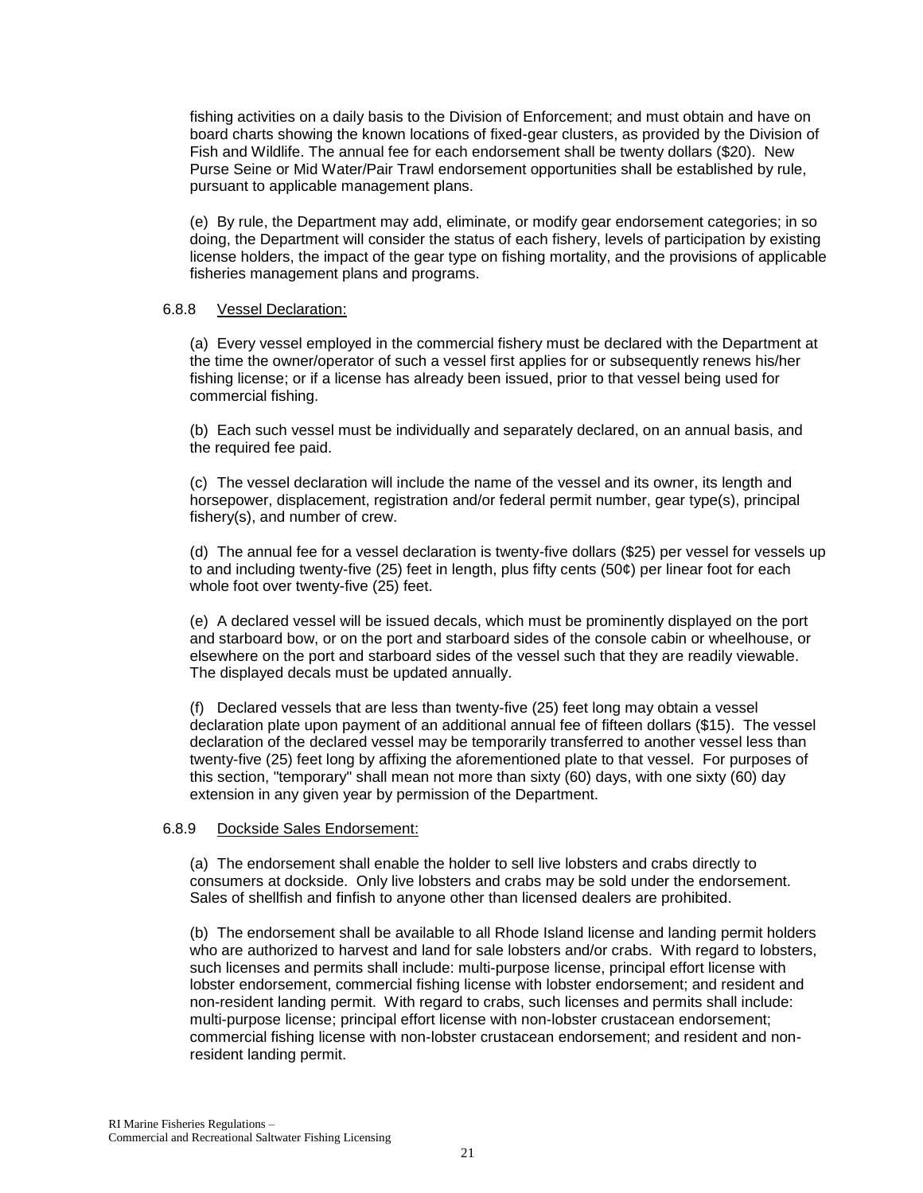fishing activities on a daily basis to the Division of Enforcement; and must obtain and have on board charts showing the known locations of fixed-gear clusters, as provided by the Division of Fish and Wildlife. The annual fee for each endorsement shall be twenty dollars ($20). New Purse Seine or Mid Water/Pair Trawl endorsement opportunities shall be established by rule, pursuant to applicable management plans.

(e) By rule, the Department may add, eliminate, or modify gear endorsement categories; in so doing, the Department will consider the status of each fishery, levels of participation by existing license holders, the impact of the gear type on fishing mortality, and the provisions of applicable fisheries management plans and programs.

6.8.8 Vessel Declaration:

(a) Every vessel employed in the commercial fishery must be declared with the Department at the time the owner/operator of such a vessel first applies for or subsequently renews his/her fishing license; or if a license has already been issued, prior to that vessel being used for commercial fishing.

(b) Each such vessel must be individually and separately declared, on an annual basis, and the required fee paid.

(c) The vessel declaration will include the name of the vessel and its owner, its length and horsepower, displacement, registration and/or federal permit number, gear type(s), principal fishery(s), and number of crew.

(d) The annual fee for a vessel declaration is twenty-five dollars ($25) per vessel for vessels up to and including twenty-five (25) feet in length, plus fifty cents (50¢) per linear foot for each whole foot over twenty-five (25) feet.

(e) A declared vessel will be issued decals, which must be prominently displayed on the port and starboard bow, or on the port and starboard sides of the console cabin or wheelhouse, or elsewhere on the port and starboard sides of the vessel such that they are readily viewable. The displayed decals must be updated annually.

(f) Declared vessels that are less than twenty-five (25) feet long may obtain a vessel declaration plate upon payment of an additional annual fee of fifteen dollars ($15). The vessel declaration of the declared vessel may be temporarily transferred to another vessel less than twenty-five (25) feet long by affixing the aforementioned plate to that vessel. For purposes of this section, "temporary" shall mean not more than sixty (60) days, with one sixty (60) day extension in any given year by permission of the Department.

6.8.9 Dockside Sales Endorsement:

(a) The endorsement shall enable the holder to sell live lobsters and crabs directly to consumers at dockside. Only live lobsters and crabs may be sold under the endorsement. Sales of shellfish and finfish to anyone other than licensed dealers are prohibited.

(b) The endorsement shall be available to all Rhode Island license and landing permit holders who are authorized to harvest and land for sale lobsters and/or crabs. With regard to lobsters, such licenses and permits shall include: multi-purpose license, principal effort license with lobster endorsement, commercial fishing license with lobster endorsement; and resident and non-resident landing permit. With regard to crabs, such licenses and permits shall include: multi-purpose license; principal effort license with non-lobster crustacean endorsement; commercial fishing license with non-lobster crustacean endorsement; and resident and non-resident landing permit.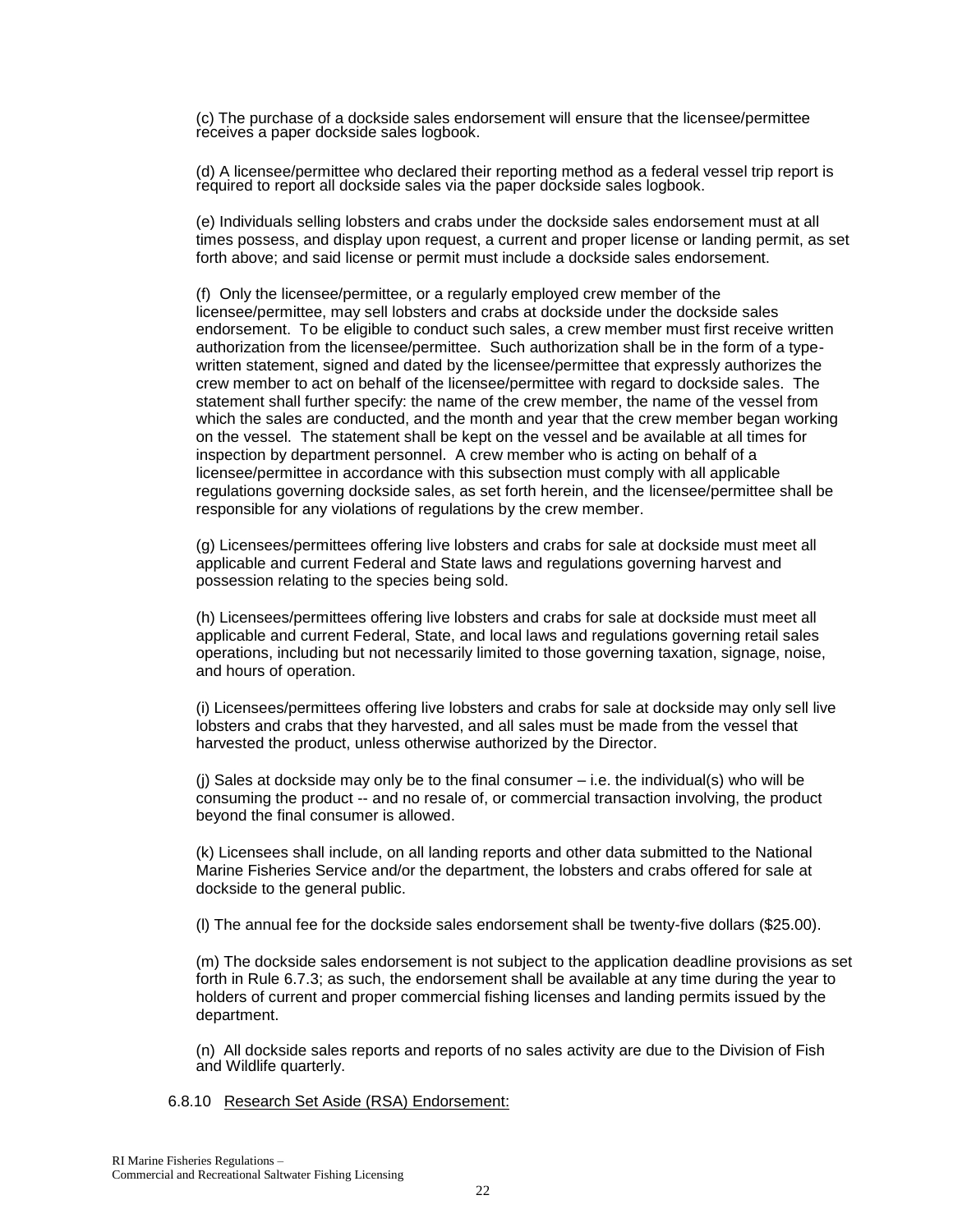(c) The purchase of a dockside sales endorsement will ensure that the licensee/permittee receives a paper dockside sales logbook.

(d) A licensee/permittee who declared their reporting method as a federal vessel trip report is required to report all dockside sales via the paper dockside sales logbook.

(e) Individuals selling lobsters and crabs under the dockside sales endorsement must at all times possess, and display upon request, a current and proper license or landing permit, as set forth above; and said license or permit must include a dockside sales endorsement.

(f) Only the licensee/permittee, or a regularly employed crew member of the licensee/permittee, may sell lobsters and crabs at dockside under the dockside sales endorsement. To be eligible to conduct such sales, a crew member must first receive written authorization from the licensee/permittee. Such authorization shall be in the form of a type-written statement, signed and dated by the licensee/permittee that expressly authorizes the crew member to act on behalf of the licensee/permittee with regard to dockside sales. The statement shall further specify: the name of the crew member, the name of the vessel from which the sales are conducted, and the month and year that the crew member began working on the vessel. The statement shall be kept on the vessel and be available at all times for inspection by department personnel. A crew member who is acting on behalf of a licensee/permittee in accordance with this subsection must comply with all applicable regulations governing dockside sales, as set forth herein, and the licensee/permittee shall be responsible for any violations of regulations by the crew member.

(g) Licensees/permittees offering live lobsters and crabs for sale at dockside must meet all applicable and current Federal and State laws and regulations governing harvest and possession relating to the species being sold.

(h) Licensees/permittees offering live lobsters and crabs for sale at dockside must meet all applicable and current Federal, State, and local laws and regulations governing retail sales operations, including but not necessarily limited to those governing taxation, signage, noise, and hours of operation.

(i) Licensees/permittees offering live lobsters and crabs for sale at dockside may only sell live lobsters and crabs that they harvested, and all sales must be made from the vessel that harvested the product, unless otherwise authorized by the Director.

(j) Sales at dockside may only be to the final consumer – i.e. the individual(s) who will be consuming the product -- and no resale of, or commercial transaction involving, the product beyond the final consumer is allowed.

(k) Licensees shall include, on all landing reports and other data submitted to the National Marine Fisheries Service and/or the department, the lobsters and crabs offered for sale at dockside to the general public.

(l) The annual fee for the dockside sales endorsement shall be twenty-five dollars ($25.00).

(m) The dockside sales endorsement is not subject to the application deadline provisions as set forth in Rule 6.7.3; as such, the endorsement shall be available at any time during the year to holders of current and proper commercial fishing licenses and landing permits issued by the department.

(n) All dockside sales reports and reports of no sales activity are due to the Division of Fish and Wildlife quarterly.

6.8.10 Research Set Aside (RSA) Endorsement: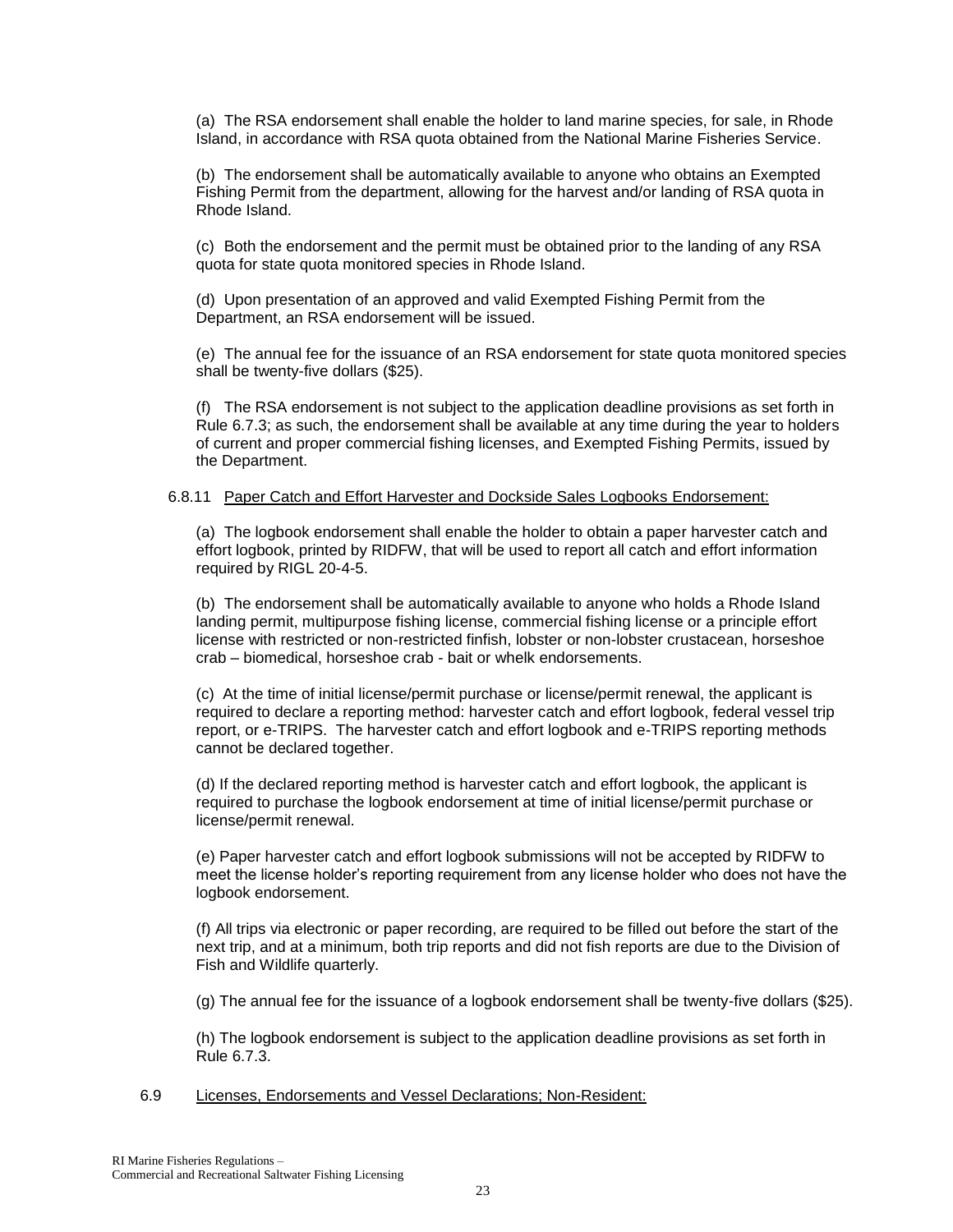(a) The RSA endorsement shall enable the holder to land marine species, for sale, in Rhode Island, in accordance with RSA quota obtained from the National Marine Fisheries Service.

(b) The endorsement shall be automatically available to anyone who obtains an Exempted Fishing Permit from the department, allowing for the harvest and/or landing of RSA quota in Rhode Island.

(c) Both the endorsement and the permit must be obtained prior to the landing of any RSA quota for state quota monitored species in Rhode Island.

(d) Upon presentation of an approved and valid Exempted Fishing Permit from the Department, an RSA endorsement will be issued.

(e) The annual fee for the issuance of an RSA endorsement for state quota monitored species shall be twenty-five dollars ($25).

(f) The RSA endorsement is not subject to the application deadline provisions as set forth in Rule 6.7.3; as such, the endorsement shall be available at any time during the year to holders of current and proper commercial fishing licenses, and Exempted Fishing Permits, issued by the Department.

6.8.11 <u>Paper Catch and Effort Harvester and Dockside Sales Logbooks Endorsement:</u>

(a) The logbook endorsement shall enable the holder to obtain a paper harvester catch and effort logbook, printed by RIDFW, that will be used to report all catch and effort information required by RIGL 20-4-5.

(b) The endorsement shall be automatically available to anyone who holds a Rhode Island landing permit, multipurpose fishing license, commercial fishing license or a principle effort license with restricted or non-restricted finfish, lobster or non-lobster crustacean, horseshoe crab – biomedical, horseshoe crab - bait or whelk endorsements.

(c) At the time of initial license/permit purchase or license/permit renewal, the applicant is required to declare a reporting method: harvester catch and effort logbook, federal vessel trip report, or e-TRIPS. The harvester catch and effort logbook and e-TRIPS reporting methods cannot be declared together.

(d) If the declared reporting method is harvester catch and effort logbook, the applicant is required to purchase the logbook endorsement at time of initial license/permit purchase or license/permit renewal.

(e) Paper harvester catch and effort logbook submissions will not be accepted by RIDFW to meet the license holder's reporting requirement from any license holder who does not have the logbook endorsement.

(f) All trips via electronic or paper recording, are required to be filled out before the start of the next trip, and at a minimum, both trip reports and did not fish reports are due to the Division of Fish and Wildlife quarterly.

(g) The annual fee for the issuance of a logbook endorsement shall be twenty-five dollars ($25).

(h) The logbook endorsement is subject to the application deadline provisions as set forth in Rule 6.7.3.

6.9 <u>Licenses, Endorsements and Vessel Declarations; Non-Resident:</u>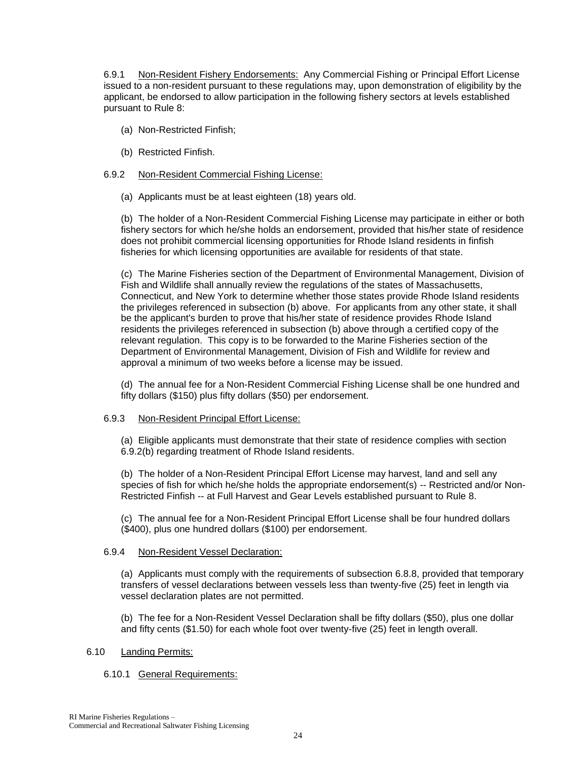6.9.1 Non-Resident Fishery Endorsements: Any Commercial Fishing or Principal Effort License issued to a non-resident pursuant to these regulations may, upon demonstration of eligibility by the applicant, be endorsed to allow participation in the following fishery sectors at levels established pursuant to Rule 8:

(a) Non-Restricted Finfish;

(b) Restricted Finfish.

6.9.2 Non-Resident Commercial Fishing License:

(a) Applicants must be at least eighteen (18) years old.

(b) The holder of a Non-Resident Commercial Fishing License may participate in either or both fishery sectors for which he/she holds an endorsement, provided that his/her state of residence does not prohibit commercial licensing opportunities for Rhode Island residents in finfish fisheries for which licensing opportunities are available for residents of that state.

(c) The Marine Fisheries section of the Department of Environmental Management, Division of Fish and Wildlife shall annually review the regulations of the states of Massachusetts, Connecticut, and New York to determine whether those states provide Rhode Island residents the privileges referenced in subsection (b) above. For applicants from any other state, it shall be the applicant's burden to prove that his/her state of residence provides Rhode Island residents the privileges referenced in subsection (b) above through a certified copy of the relevant regulation. This copy is to be forwarded to the Marine Fisheries section of the Department of Environmental Management, Division of Fish and Wildlife for review and approval a minimum of two weeks before a license may be issued.

(d) The annual fee for a Non-Resident Commercial Fishing License shall be one hundred and fifty dollars ($150) plus fifty dollars ($50) per endorsement.

6.9.3 Non-Resident Principal Effort License:

(a) Eligible applicants must demonstrate that their state of residence complies with section 6.9.2(b) regarding treatment of Rhode Island residents.

(b) The holder of a Non-Resident Principal Effort License may harvest, land and sell any species of fish for which he/she holds the appropriate endorsement(s) -- Restricted and/or Non-Restricted Finfish -- at Full Harvest and Gear Levels established pursuant to Rule 8.

(c) The annual fee for a Non-Resident Principal Effort License shall be four hundred dollars ($400), plus one hundred dollars ($100) per endorsement.

6.9.4 Non-Resident Vessel Declaration:

(a) Applicants must comply with the requirements of subsection 6.8.8, provided that temporary transfers of vessel declarations between vessels less than twenty-five (25) feet in length via vessel declaration plates are not permitted.

(b) The fee for a Non-Resident Vessel Declaration shall be fifty dollars ($50), plus one dollar and fifty cents ($1.50) for each whole foot over twenty-five (25) feet in length overall.

6.10 Landing Permits:

6.10.1 General Requirements: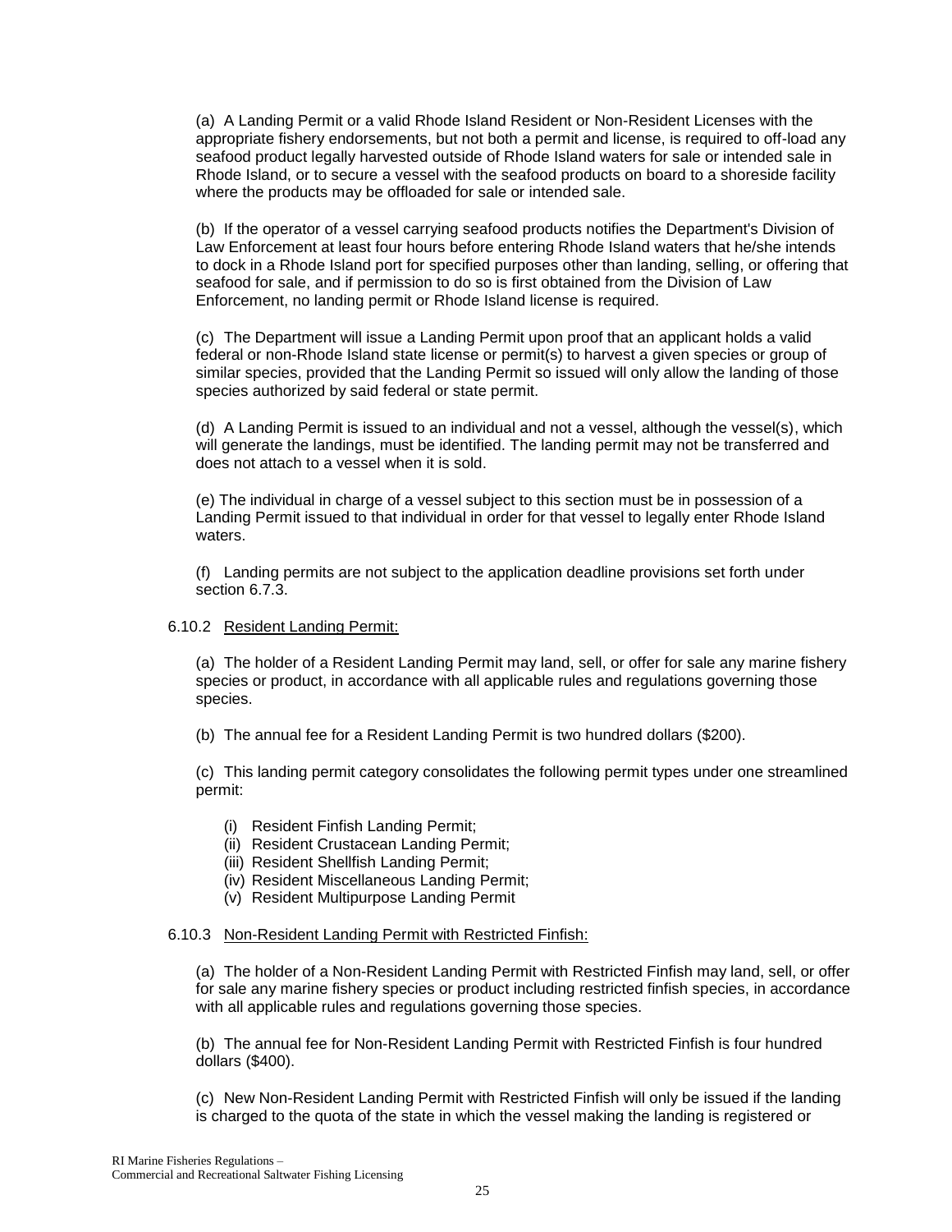(a) A Landing Permit or a valid Rhode Island Resident or Non-Resident Licenses with the appropriate fishery endorsements, but not both a permit and license, is required to off-load any seafood product legally harvested outside of Rhode Island waters for sale or intended sale in Rhode Island, or to secure a vessel with the seafood products on board to a shoreside facility where the products may be offloaded for sale or intended sale.

(b) If the operator of a vessel carrying seafood products notifies the Department's Division of Law Enforcement at least four hours before entering Rhode Island waters that he/she intends to dock in a Rhode Island port for specified purposes other than landing, selling, or offering that seafood for sale, and if permission to do so is first obtained from the Division of Law Enforcement, no landing permit or Rhode Island license is required.

(c) The Department will issue a Landing Permit upon proof that an applicant holds a valid federal or non-Rhode Island state license or permit(s) to harvest a given species or group of similar species, provided that the Landing Permit so issued will only allow the landing of those species authorized by said federal or state permit.

(d) A Landing Permit is issued to an individual and not a vessel, although the vessel(s), which will generate the landings, must be identified. The landing permit may not be transferred and does not attach to a vessel when it is sold.

(e) The individual in charge of a vessel subject to this section must be in possession of a Landing Permit issued to that individual in order for that vessel to legally enter Rhode Island waters.

(f) Landing permits are not subject to the application deadline provisions set forth under section 6.7.3.

6.10.2 Resident Landing Permit:

(a) The holder of a Resident Landing Permit may land, sell, or offer for sale any marine fishery species or product, in accordance with all applicable rules and regulations governing those species.

(b) The annual fee for a Resident Landing Permit is two hundred dollars ($200).

(c) This landing permit category consolidates the following permit types under one streamlined permit:

- (i) Resident Finfish Landing Permit;
- (ii) Resident Crustacean Landing Permit;
- (iii) Resident Shellfish Landing Permit;
- (iv) Resident Miscellaneous Landing Permit;
- (v) Resident Multipurpose Landing Permit

6.10.3 Non-Resident Landing Permit with Restricted Finfish:

(a) The holder of a Non-Resident Landing Permit with Restricted Finfish may land, sell, or offer for sale any marine fishery species or product including restricted finfish species, in accordance with all applicable rules and regulations governing those species.

(b) The annual fee for Non-Resident Landing Permit with Restricted Finfish is four hundred dollars ($400).

(c) New Non-Resident Landing Permit with Restricted Finfish will only be issued if the landing is charged to the quota of the state in which the vessel making the landing is registered or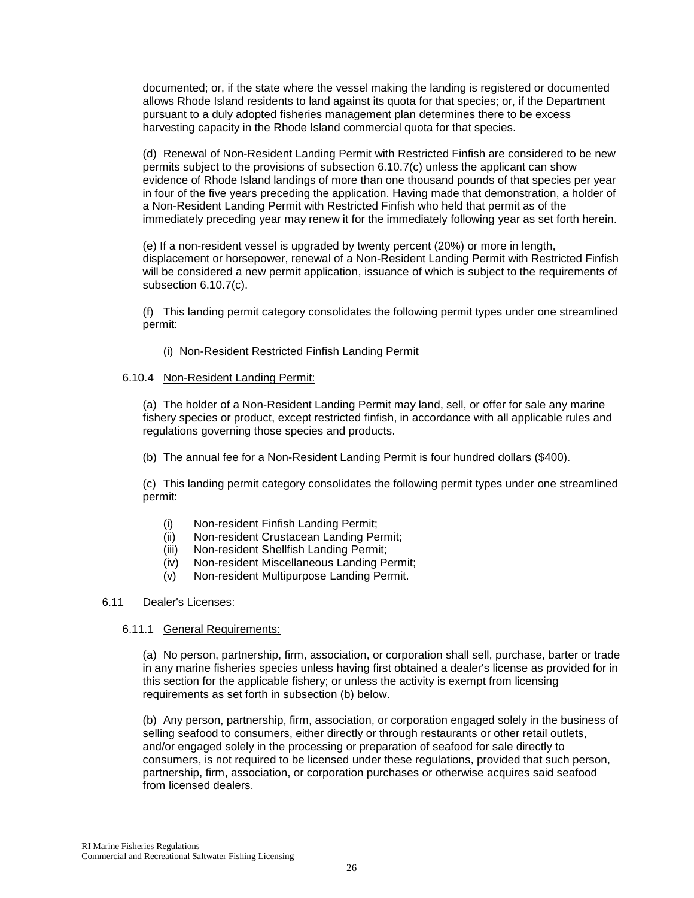documented; or, if the state where the vessel making the landing is registered or documented allows Rhode Island residents to land against its quota for that species; or, if the Department pursuant to a duly adopted fisheries management plan determines there to be excess harvesting capacity in the Rhode Island commercial quota for that species.

(d) Renewal of Non-Resident Landing Permit with Restricted Finfish are considered to be new permits subject to the provisions of subsection 6.10.7(c) unless the applicant can show evidence of Rhode Island landings of more than one thousand pounds of that species per year in four of the five years preceding the application. Having made that demonstration, a holder of a Non-Resident Landing Permit with Restricted Finfish who held that permit as of the immediately preceding year may renew it for the immediately following year as set forth herein.

(e) If a non-resident vessel is upgraded by twenty percent (20%) or more in length, displacement or horsepower, renewal of a Non-Resident Landing Permit with Restricted Finfish will be considered a new permit application, issuance of which is subject to the requirements of subsection 6.10.7(c).

(f) This landing permit category consolidates the following permit types under one streamlined permit:

(i) Non-Resident Restricted Finfish Landing Permit

6.10.4 Non-Resident Landing Permit:

(a) The holder of a Non-Resident Landing Permit may land, sell, or offer for sale any marine fishery species or product, except restricted finfish, in accordance with all applicable rules and regulations governing those species and products.

(b) The annual fee for a Non-Resident Landing Permit is four hundred dollars ($400).

(c) This landing permit category consolidates the following permit types under one streamlined permit:

(i) Non-resident Finfish Landing Permit;
(ii) Non-resident Crustacean Landing Permit;
(iii) Non-resident Shellfish Landing Permit;
(iv) Non-resident Miscellaneous Landing Permit;
(v) Non-resident Multipurpose Landing Permit.

6.11 Dealer's Licenses:

6.11.1 General Requirements:

(a) No person, partnership, firm, association, or corporation shall sell, purchase, barter or trade in any marine fisheries species unless having first obtained a dealer's license as provided for in this section for the applicable fishery; or unless the activity is exempt from licensing requirements as set forth in subsection (b) below.

(b) Any person, partnership, firm, association, or corporation engaged solely in the business of selling seafood to consumers, either directly or through restaurants or other retail outlets, and/or engaged solely in the processing or preparation of seafood for sale directly to consumers, is not required to be licensed under these regulations, provided that such person, partnership, firm, association, or corporation purchases or otherwise acquires said seafood from licensed dealers.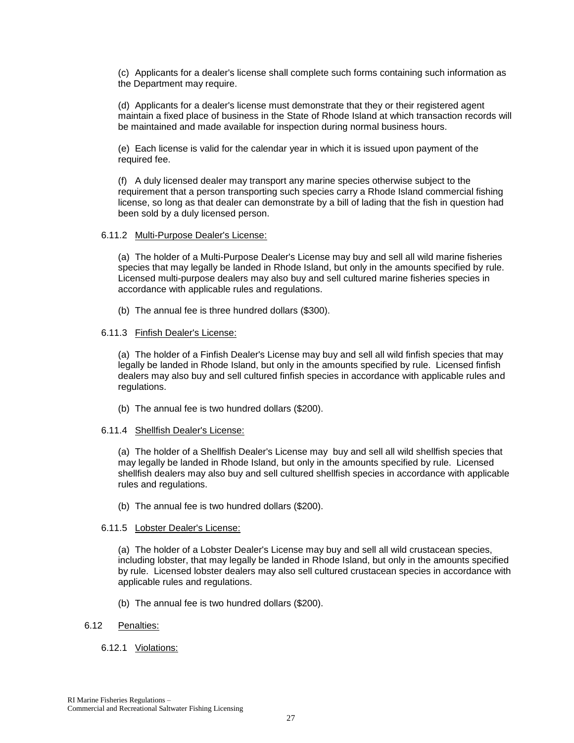(c) Applicants for a dealer's license shall complete such forms containing such information as the Department may require.

(d) Applicants for a dealer's license must demonstrate that they or their registered agent maintain a fixed place of business in the State of Rhode Island at which transaction records will be maintained and made available for inspection during normal business hours.

(e) Each license is valid for the calendar year in which it is issued upon payment of the required fee.

(f) A duly licensed dealer may transport any marine species otherwise subject to the requirement that a person transporting such species carry a Rhode Island commercial fishing license, so long as that dealer can demonstrate by a bill of lading that the fish in question had been sold by a duly licensed person.

6.11.2 Multi-Purpose Dealer's License:

(a) The holder of a Multi-Purpose Dealer's License may buy and sell all wild marine fisheries species that may legally be landed in Rhode Island, but only in the amounts specified by rule. Licensed multi-purpose dealers may also buy and sell cultured marine fisheries species in accordance with applicable rules and regulations.

(b) The annual fee is three hundred dollars ($300).

6.11.3 Finfish Dealer's License:

(a) The holder of a Finfish Dealer's License may buy and sell all wild finfish species that may legally be landed in Rhode Island, but only in the amounts specified by rule. Licensed finfish dealers may also buy and sell cultured finfish species in accordance with applicable rules and regulations.

(b) The annual fee is two hundred dollars ($200).

6.11.4 Shellfish Dealer's License:

(a) The holder of a Shellfish Dealer's License may buy and sell all wild shellfish species that may legally be landed in Rhode Island, but only in the amounts specified by rule. Licensed shellfish dealers may also buy and sell cultured shellfish species in accordance with applicable rules and regulations.

(b) The annual fee is two hundred dollars ($200).

6.11.5 Lobster Dealer's License:

(a) The holder of a Lobster Dealer's License may buy and sell all wild crustacean species, including lobster, that may legally be landed in Rhode Island, but only in the amounts specified by rule. Licensed lobster dealers may also sell cultured crustacean species in accordance with applicable rules and regulations.

(b) The annual fee is two hundred dollars ($200).

6.12 Penalties:

6.12.1 Violations: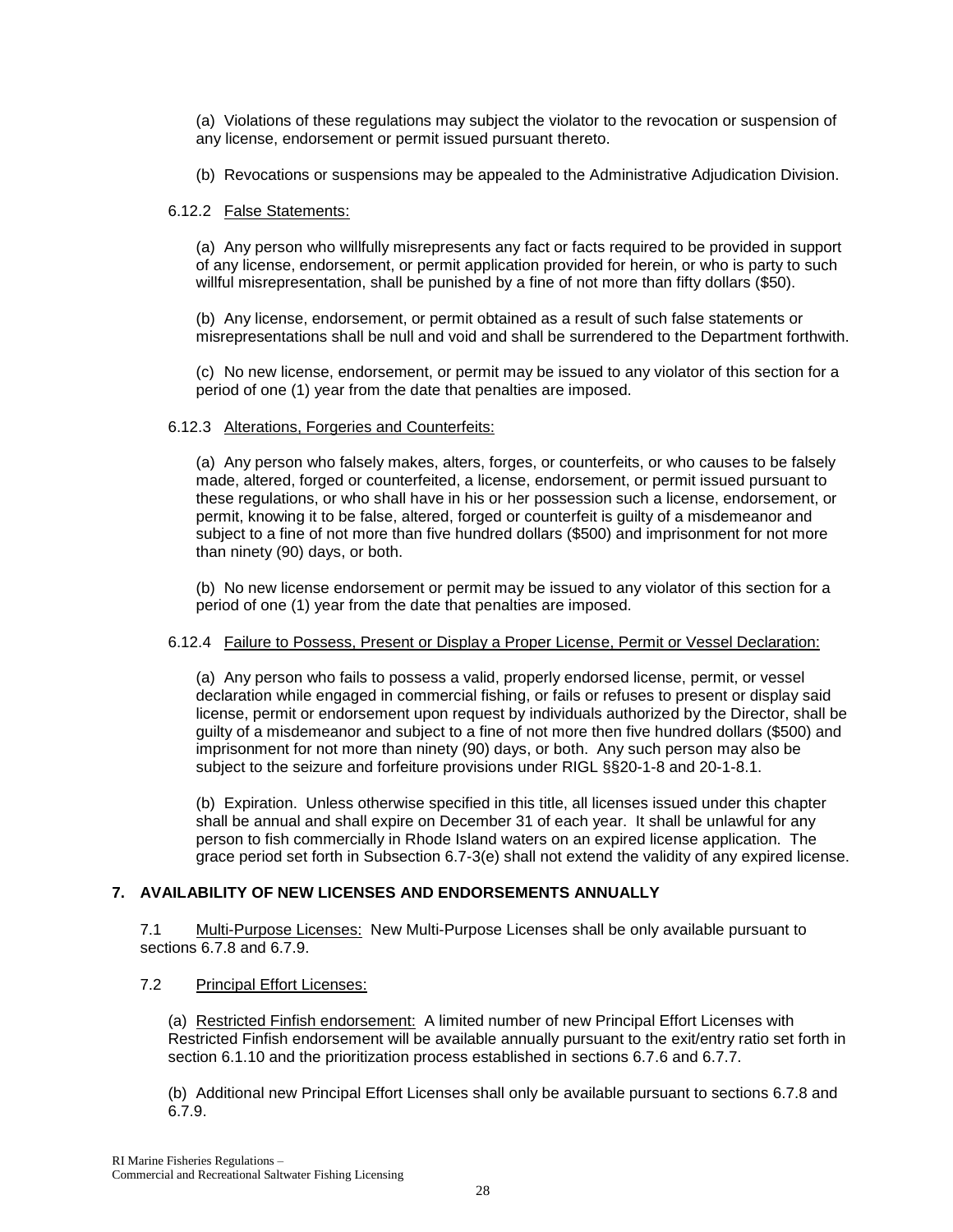(a) Violations of these regulations may subject the violator to the revocation or suspension of any license, endorsement or permit issued pursuant thereto.

(b) Revocations or suspensions may be appealed to the Administrative Adjudication Division.

6.12.2 False Statements:

(a) Any person who willfully misrepresents any fact or facts required to be provided in support of any license, endorsement, or permit application provided for herein, or who is party to such willful misrepresentation, shall be punished by a fine of not more than fifty dollars ($50).

(b) Any license, endorsement, or permit obtained as a result of such false statements or misrepresentations shall be null and void and shall be surrendered to the Department forthwith.

(c) No new license, endorsement, or permit may be issued to any violator of this section for a period of one (1) year from the date that penalties are imposed.

6.12.3 Alterations, Forgeries and Counterfeits:

(a) Any person who falsely makes, alters, forges, or counterfeits, or who causes to be falsely made, altered, forged or counterfeited, a license, endorsement, or permit issued pursuant to these regulations, or who shall have in his or her possession such a license, endorsement, or permit, knowing it to be false, altered, forged or counterfeit is guilty of a misdemeanor and subject to a fine of not more than five hundred dollars ($500) and imprisonment for not more than ninety (90) days, or both.

(b) No new license endorsement or permit may be issued to any violator of this section for a period of one (1) year from the date that penalties are imposed.

6.12.4 Failure to Possess, Present or Display a Proper License, Permit or Vessel Declaration:

(a) Any person who fails to possess a valid, properly endorsed license, permit, or vessel declaration while engaged in commercial fishing, or fails or refuses to present or display said license, permit or endorsement upon request by individuals authorized by the Director, shall be guilty of a misdemeanor and subject to a fine of not more then five hundred dollars ($500) and imprisonment for not more than ninety (90) days, or both. Any such person may also be subject to the seizure and forfeiture provisions under RIGL §§20-1-8 and 20-1-8.1.

(b) Expiration. Unless otherwise specified in this title, all licenses issued under this chapter shall be annual and shall expire on December 31 of each year. It shall be unlawful for any person to fish commercially in Rhode Island waters on an expired license application. The grace period set forth in Subsection 6.7-3(e) shall not extend the validity of any expired license.

## 7. AVAILABILITY OF NEW LICENSES AND ENDORSEMENTS ANNUALLY

7.1 Multi-Purpose Licenses: New Multi-Purpose Licenses shall be only available pursuant to sections 6.7.8 and 6.7.9.

7.2 Principal Effort Licenses:

(a) Restricted Finfish endorsement: A limited number of new Principal Effort Licenses with Restricted Finfish endorsement will be available annually pursuant to the exit/entry ratio set forth in section 6.1.10 and the prioritization process established in sections 6.7.6 and 6.7.7.

(b) Additional new Principal Effort Licenses shall only be available pursuant to sections 6.7.8 and 6.7.9.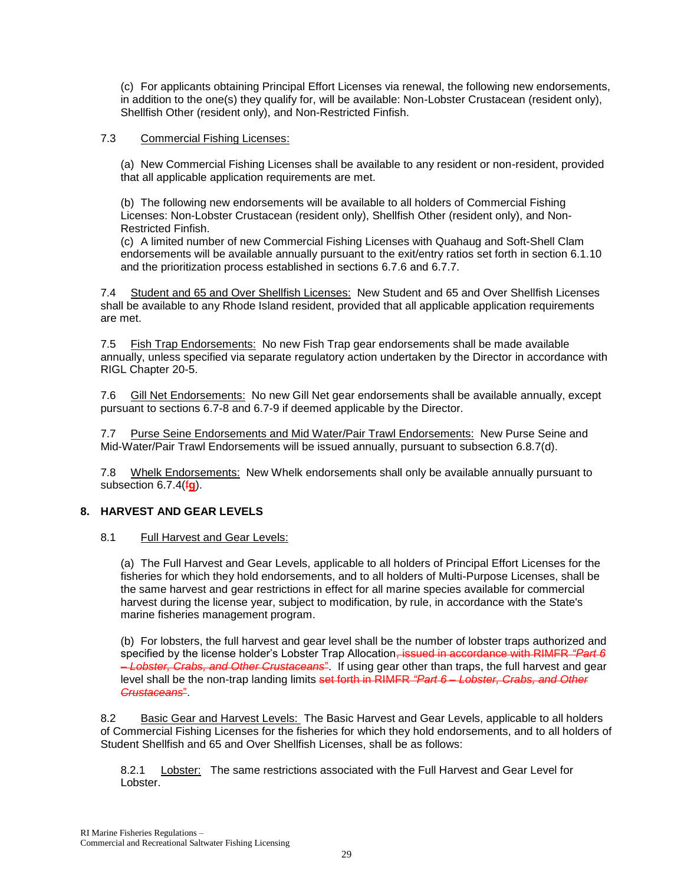(c) For applicants obtaining Principal Effort Licenses via renewal, the following new endorsements, in addition to the one(s) they qualify for, will be available: Non-Lobster Crustacean (resident only), Shellfish Other (resident only), and Non-Restricted Finfish.

7.3 Commercial Fishing Licenses:

(a) New Commercial Fishing Licenses shall be available to any resident or non-resident, provided that all applicable application requirements are met.

(b) The following new endorsements will be available to all holders of Commercial Fishing Licenses: Non-Lobster Crustacean (resident only), Shellfish Other (resident only), and Non-Restricted Finfish.

(c) A limited number of new Commercial Fishing Licenses with Quahaug and Soft-Shell Clam endorsements will be available annually pursuant to the exit/entry ratios set forth in section 6.1.10 and the prioritization process established in sections 6.7.6 and 6.7.7.

7.4 Student and 65 and Over Shellfish Licenses: New Student and 65 and Over Shellfish Licenses shall be available to any Rhode Island resident, provided that all applicable application requirements are met.

7.5 Fish Trap Endorsements: No new Fish Trap gear endorsements shall be made available annually, unless specified via separate regulatory action undertaken by the Director in accordance with RIGL Chapter 20-5.

7.6 Gill Net Endorsements: No new Gill Net gear endorsements shall be available annually, except pursuant to sections 6.7-8 and 6.7-9 if deemed applicable by the Director.

7.7 Purse Seine Endorsements and Mid Water/Pair Trawl Endorsements: New Purse Seine and Mid-Water/Pair Trawl Endorsements will be issued annually, pursuant to subsection 6.8.7(d).

7.8 Whelk Endorsements: New Whelk endorsements shall only be available annually pursuant to subsection 6.7.4(~~f~~**g**).

## 8. HARVEST AND GEAR LEVELS

8.1 Full Harvest and Gear Levels:

(a) The Full Harvest and Gear Levels, applicable to all holders of Principal Effort Licenses for the fisheries for which they hold endorsements, and to all holders of Multi-Purpose Licenses, shall be the same harvest and gear restrictions in effect for all marine species available for commercial harvest during the license year, subject to modification, by rule, in accordance with the State's marine fisheries management program.

(b) For lobsters, the full harvest and gear level shall be the number of lobster traps authorized and specified by the license holder's Lobster Trap Allocation~~, issued in accordance with RIMFR *"Part 6 – Lobster, Crabs, and Other Crustaceans"*~~. If using gear other than traps, the full harvest and gear level shall be the non-trap landing limits ~~set forth in RIMFR *"Part 6 – Lobster, Crabs, and Other Crustaceans"*~~.

8.2 Basic Gear and Harvest Levels: The Basic Harvest and Gear Levels, applicable to all holders of Commercial Fishing Licenses for the fisheries for which they hold endorsements, and to all holders of Student Shellfish and 65 and Over Shellfish Licenses, shall be as follows:

8.2.1 Lobster: The same restrictions associated with the Full Harvest and Gear Level for Lobster.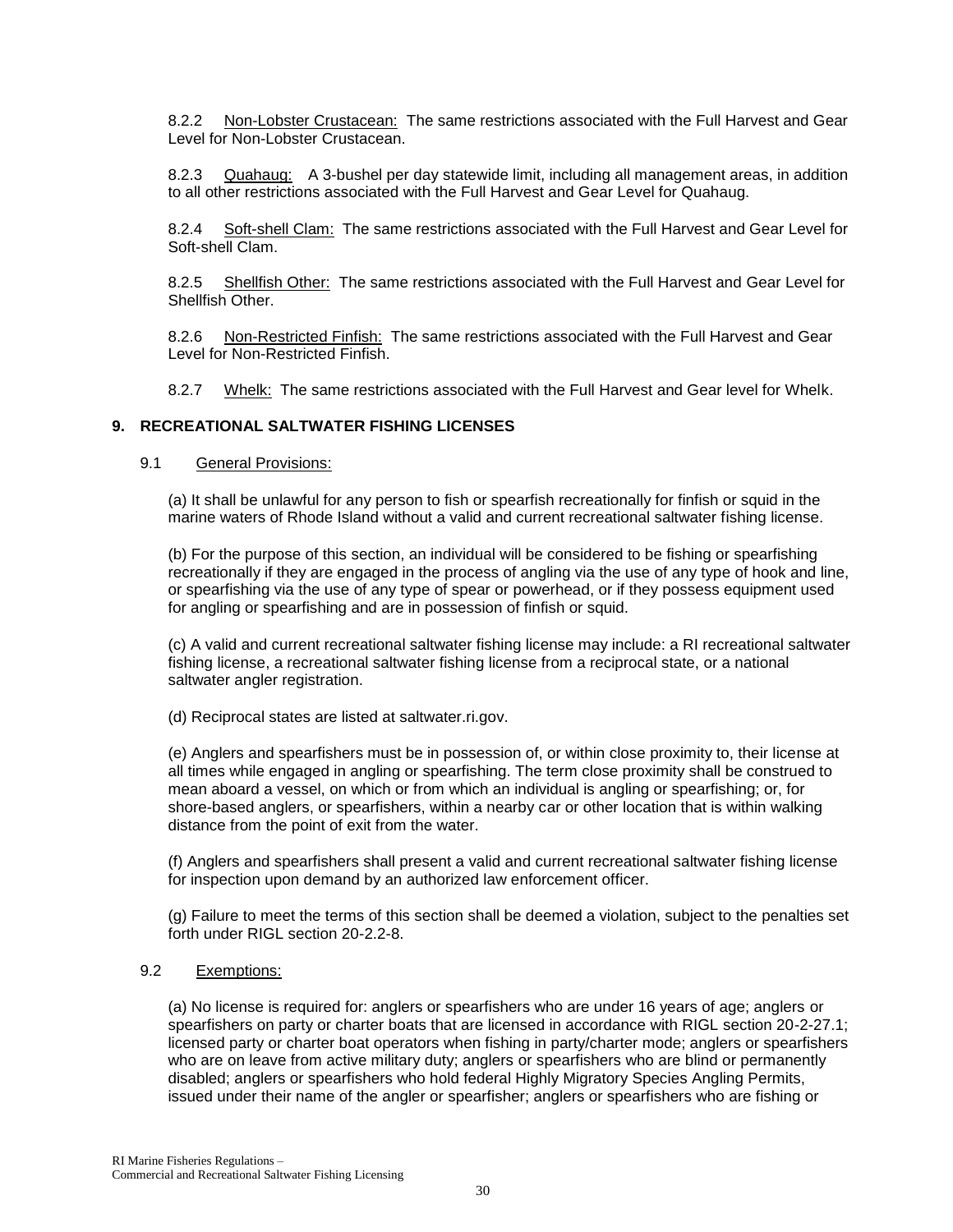8.2.2 Non-Lobster Crustacean: The same restrictions associated with the Full Harvest and Gear Level for Non-Lobster Crustacean.

8.2.3 Quahaug: A 3-bushel per day statewide limit, including all management areas, in addition to all other restrictions associated with the Full Harvest and Gear Level for Quahaug.

8.2.4 Soft-shell Clam: The same restrictions associated with the Full Harvest and Gear Level for Soft-shell Clam.

8.2.5 Shellfish Other: The same restrictions associated with the Full Harvest and Gear Level for Shellfish Other.

8.2.6 Non-Restricted Finfish: The same restrictions associated with the Full Harvest and Gear Level for Non-Restricted Finfish.

8.2.7 Whelk: The same restrictions associated with the Full Harvest and Gear level for Whelk.

## 9. RECREATIONAL SALTWATER FISHING LICENSES

### 9.1 General Provisions:

(a) It shall be unlawful for any person to fish or spearfish recreationally for finfish or squid in the marine waters of Rhode Island without a valid and current recreational saltwater fishing license.

(b) For the purpose of this section, an individual will be considered to be fishing or spearfishing recreationally if they are engaged in the process of angling via the use of any type of hook and line, or spearfishing via the use of any type of spear or powerhead, or if they possess equipment used for angling or spearfishing and are in possession of finfish or squid.

(c) A valid and current recreational saltwater fishing license may include: a RI recreational saltwater fishing license, a recreational saltwater fishing license from a reciprocal state, or a national saltwater angler registration.

(d) Reciprocal states are listed at saltwater.ri.gov.

(e) Anglers and spearfishers must be in possession of, or within close proximity to, their license at all times while engaged in angling or spearfishing. The term close proximity shall be construed to mean aboard a vessel, on which or from which an individual is angling or spearfishing; or, for shore-based anglers, or spearfishers, within a nearby car or other location that is within walking distance from the point of exit from the water.

(f) Anglers and spearfishers shall present a valid and current recreational saltwater fishing license for inspection upon demand by an authorized law enforcement officer.

(g) Failure to meet the terms of this section shall be deemed a violation, subject to the penalties set forth under RIGL section 20-2.2-8.

### 9.2 Exemptions:

(a) No license is required for: anglers or spearfishers who are under 16 years of age; anglers or spearfishers on party or charter boats that are licensed in accordance with RIGL section 20-2-27.1; licensed party or charter boat operators when fishing in party/charter mode; anglers or spearfishers who are on leave from active military duty; anglers or spearfishers who are blind or permanently disabled; anglers or spearfishers who hold federal Highly Migratory Species Angling Permits, issued under their name of the angler or spearfisher; anglers or spearfishers who are fishing or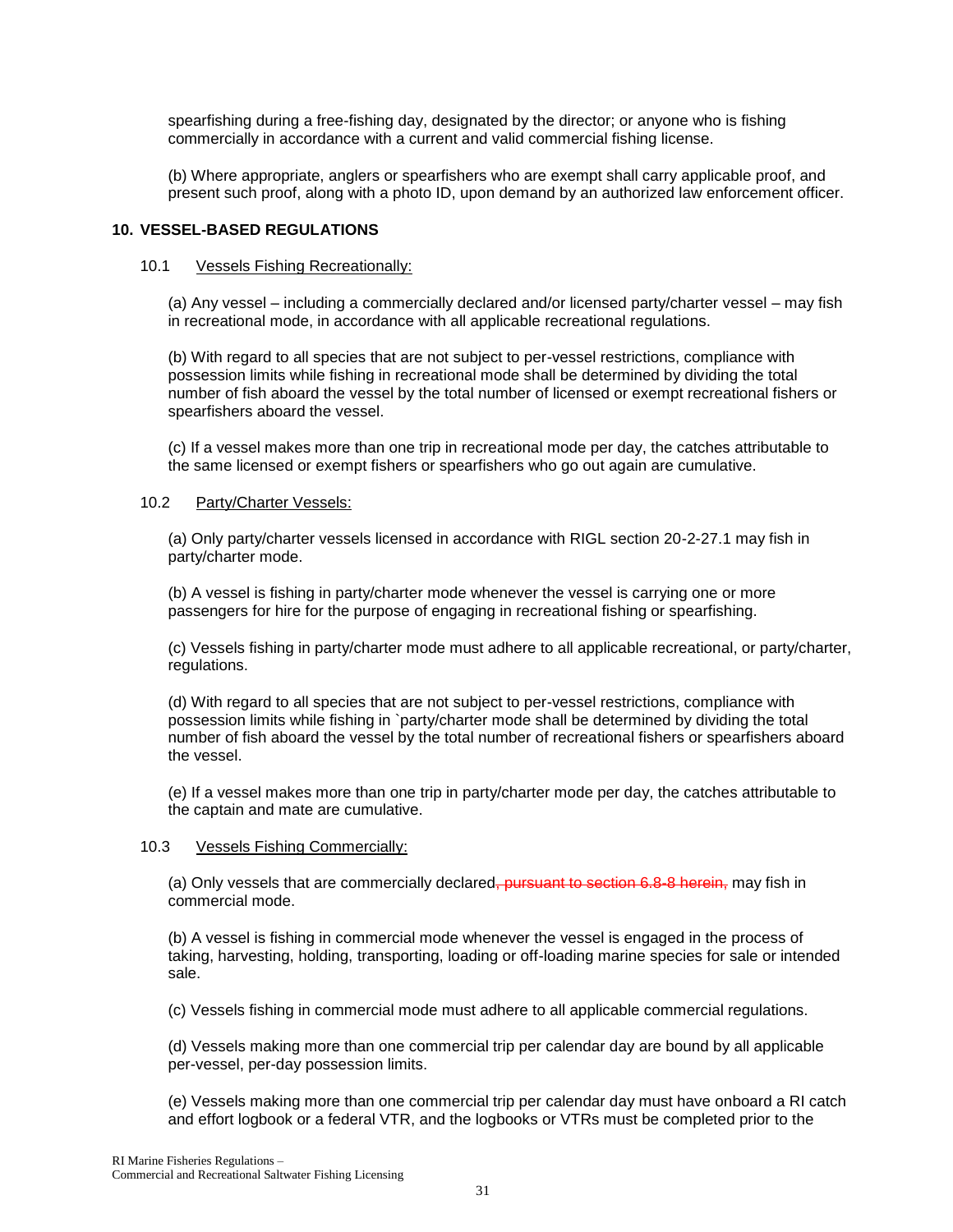spearfishing during a free-fishing day, designated by the director; or anyone who is fishing commercially in accordance with a current and valid commercial fishing license.

(b) Where appropriate, anglers or spearfishers who are exempt shall carry applicable proof, and present such proof, along with a photo ID, upon demand by an authorized law enforcement officer.

## 10. VESSEL-BASED REGULATIONS

### 10.1 <u>Vessels Fishing Recreationally:</u>

(a) Any vessel – including a commercially declared and/or licensed party/charter vessel – may fish in recreational mode, in accordance with all applicable recreational regulations.

(b) With regard to all species that are not subject to per-vessel restrictions, compliance with possession limits while fishing in recreational mode shall be determined by dividing the total number of fish aboard the vessel by the total number of licensed or exempt recreational fishers or spearfishers aboard the vessel.

(c) If a vessel makes more than one trip in recreational mode per day, the catches attributable to the same licensed or exempt fishers or spearfishers who go out again are cumulative.

### 10.2 <u>Party/Charter Vessels:</u>

(a) Only party/charter vessels licensed in accordance with RIGL section 20-2-27.1 may fish in party/charter mode.

(b) A vessel is fishing in party/charter mode whenever the vessel is carrying one or more passengers for hire for the purpose of engaging in recreational fishing or spearfishing.

(c) Vessels fishing in party/charter mode must adhere to all applicable recreational, or party/charter, regulations.

(d) With regard to all species that are not subject to per-vessel restrictions, compliance with possession limits while fishing in `party/charter mode shall be determined by dividing the total number of fish aboard the vessel by the total number of recreational fishers or spearfishers aboard the vessel.

(e) If a vessel makes more than one trip in party/charter mode per day, the catches attributable to the captain and mate are cumulative.

### 10.3 <u>Vessels Fishing Commercially:</u>

(a) Only vessels that are commercially declared~~, pursuant to section 6.8-8 herein,~~ may fish in commercial mode.

(b) A vessel is fishing in commercial mode whenever the vessel is engaged in the process of taking, harvesting, holding, transporting, loading or off-loading marine species for sale or intended sale.

(c) Vessels fishing in commercial mode must adhere to all applicable commercial regulations.

(d) Vessels making more than one commercial trip per calendar day are bound by all applicable per-vessel, per-day possession limits.

(e) Vessels making more than one commercial trip per calendar day must have onboard a RI catch and effort logbook or a federal VTR, and the logbooks or VTRs must be completed prior to the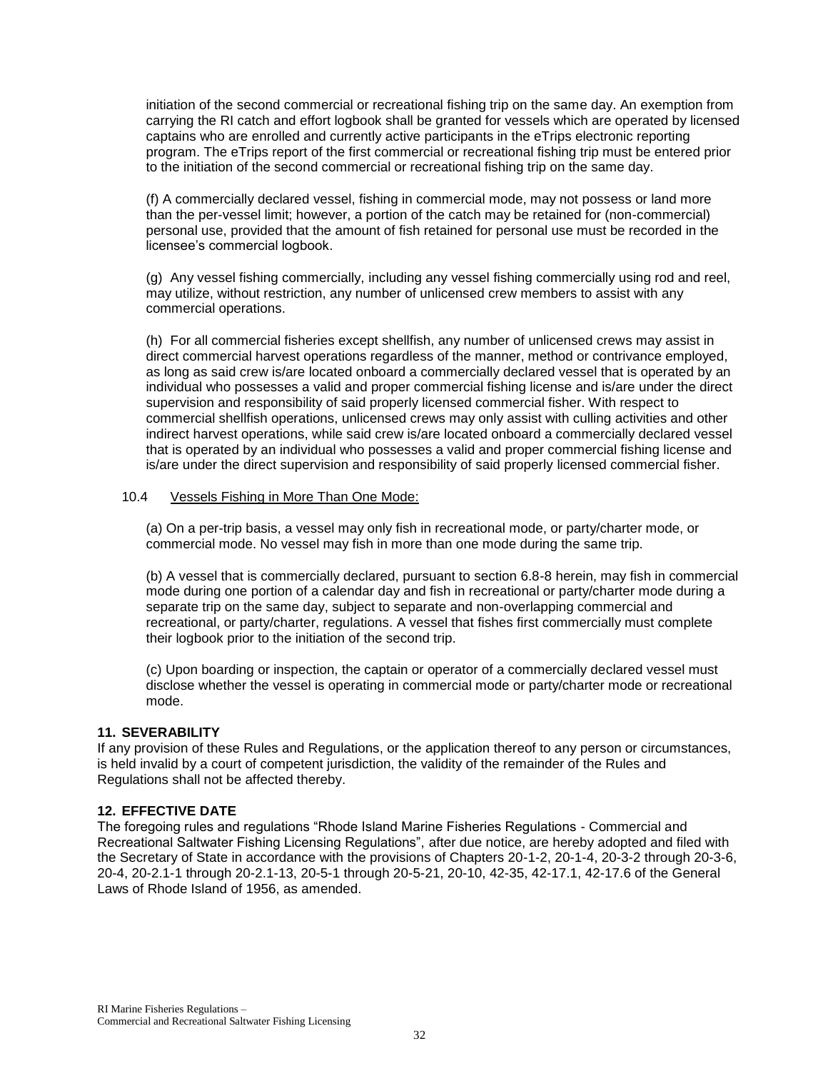initiation of the second commercial or recreational fishing trip on the same day. An exemption from carrying the RI catch and effort logbook shall be granted for vessels which are operated by licensed captains who are enrolled and currently active participants in the eTrips electronic reporting program. The eTrips report of the first commercial or recreational fishing trip must be entered prior to the initiation of the second commercial or recreational fishing trip on the same day.

(f) A commercially declared vessel, fishing in commercial mode, may not possess or land more than the per-vessel limit; however, a portion of the catch may be retained for (non-commercial) personal use, provided that the amount of fish retained for personal use must be recorded in the licensee's commercial logbook.

(g) Any vessel fishing commercially, including any vessel fishing commercially using rod and reel, may utilize, without restriction, any number of unlicensed crew members to assist with any commercial operations.

(h) For all commercial fisheries except shellfish, any number of unlicensed crews may assist in direct commercial harvest operations regardless of the manner, method or contrivance employed, as long as said crew is/are located onboard a commercially declared vessel that is operated by an individual who possesses a valid and proper commercial fishing license and is/are under the direct supervision and responsibility of said properly licensed commercial fisher. With respect to commercial shellfish operations, unlicensed crews may only assist with culling activities and other indirect harvest operations, while said crew is/are located onboard a commercially declared vessel that is operated by an individual who possesses a valid and proper commercial fishing license and is/are under the direct supervision and responsibility of said properly licensed commercial fisher.

10.4 Vessels Fishing in More Than One Mode:

(a) On a per-trip basis, a vessel may only fish in recreational mode, or party/charter mode, or commercial mode. No vessel may fish in more than one mode during the same trip.

(b) A vessel that is commercially declared, pursuant to section 6.8-8 herein, may fish in commercial mode during one portion of a calendar day and fish in recreational or party/charter mode during a separate trip on the same day, subject to separate and non-overlapping commercial and recreational, or party/charter, regulations. A vessel that fishes first commercially must complete their logbook prior to the initiation of the second trip.

(c) Upon boarding or inspection, the captain or operator of a commercially declared vessel must disclose whether the vessel is operating in commercial mode or party/charter mode or recreational mode.

## 11. SEVERABILITY

If any provision of these Rules and Regulations, or the application thereof to any person or circumstances, is held invalid by a court of competent jurisdiction, the validity of the remainder of the Rules and Regulations shall not be affected thereby.

## 12. EFFECTIVE DATE

The foregoing rules and regulations "Rhode Island Marine Fisheries Regulations - Commercial and Recreational Saltwater Fishing Licensing Regulations", after due notice, are hereby adopted and filed with the Secretary of State in accordance with the provisions of Chapters 20-1-2, 20-1-4, 20-3-2 through 20-3-6, 20-4, 20-2.1-1 through 20-2.1-13, 20-5-1 through 20-5-21, 20-10, 42-35, 42-17.1, 42-17.6 of the General Laws of Rhode Island of 1956, as amended.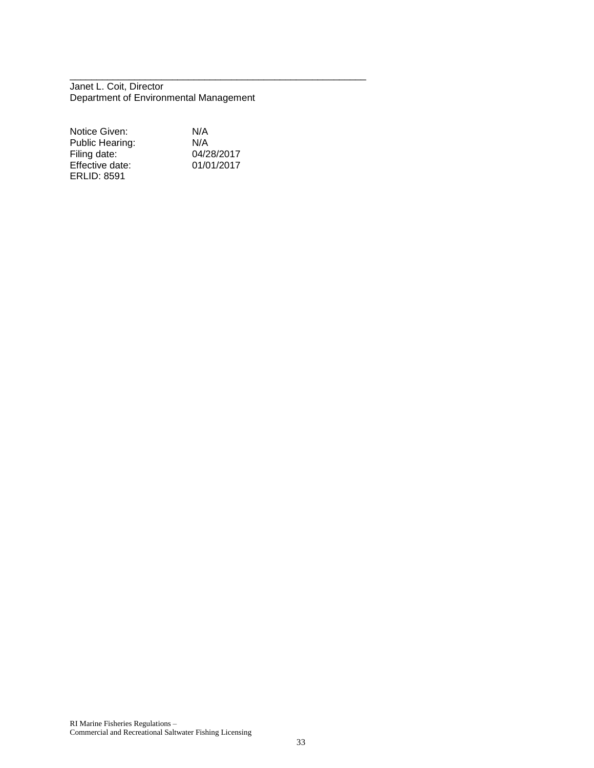_______________________________________________________

Janet L. Coit, Director
Department of Environmental Management

| | |
|---|---|
| Notice Given: | N/A |
| Public Hearing: | N/A |
| Filing date: | 04/28/2017 |
| Effective date: | 01/01/2017 |
| ERLID: 8591 | |